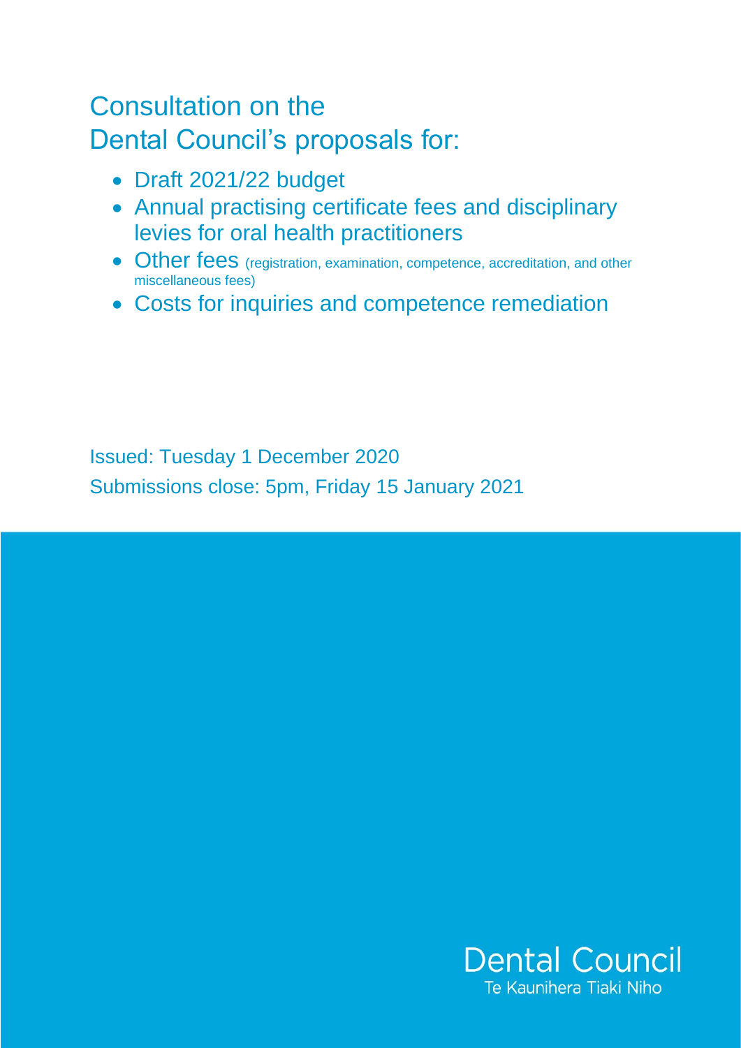# Consultation on the Dental Council's proposals for:

- Draft 2021/22 budget
- Annual practising certificate fees and disciplinary levies for oral health practitioners
- Other fees (registration, examination, competence, accreditation, and other miscellaneous fees)
- Costs for inquiries and competence remediation

Issued: Tuesday 1 December 2020

Submissions close: 5pm, Friday 15 January 2021

Dental Council

Te Kaunihera Tiaki Niho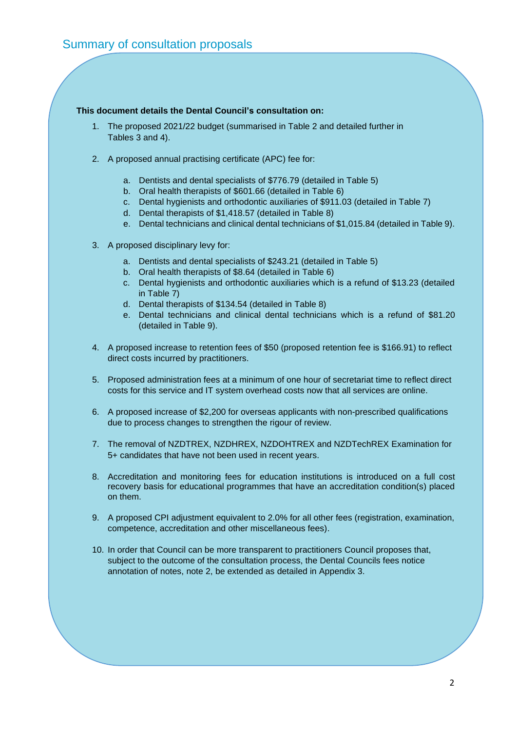## Summary of consultation proposals

**This document details the Dental Council's consultation on:**

1. The proposed 2021/22 budget (summarised in Table 2 and detailed further in Tables 3 and 4).

2. A proposed annual practising certificate (APC) fee for:

   a. Dentists and dental specialists of $776.79 (detailed in Table 5)
   b. Oral health therapists of $601.66 (detailed in Table 6)
   c. Dental hygienists and orthodontic auxiliaries of $911.03 (detailed in Table 7)
   d. Dental therapists of $1,418.57 (detailed in Table 8)
   e. Dental technicians and clinical dental technicians of $1,015.84 (detailed in Table 9).

3. A proposed disciplinary levy for:

   a. Dentists and dental specialists of $243.21 (detailed in Table 5)
   b. Oral health therapists of $8.64 (detailed in Table 6)
   c. Dental hygienists and orthodontic auxiliaries which is a refund of $13.23 (detailed in Table 7)
   d. Dental therapists of $134.54 (detailed in Table 8)
   e. Dental technicians and clinical dental technicians which is a refund of $81.20 (detailed in Table 9).

4. A proposed increase to retention fees of $50 (proposed retention fee is $166.91) to reflect direct costs incurred by practitioners.

5. Proposed administration fees at a minimum of one hour of secretariat time to reflect direct costs for this service and IT system overhead costs now that all services are online.

6. A proposed increase of $2,200 for overseas applicants with non-prescribed qualifications due to process changes to strengthen the rigour of review.

7. The removal of NZDTREX, NZDHREX, NZDOHTREX and NZDTechREX Examination for 5+ candidates that have not been used in recent years.

8. Accreditation and monitoring fees for education institutions is introduced on a full cost recovery basis for educational programmes that have an accreditation condition(s) placed on them.

9. A proposed CPI adjustment equivalent to 2.0% for all other fees (registration, examination, competence, accreditation and other miscellaneous fees).

10. In order that Council can be more transparent to practitioners Council proposes that, subject to the outcome of the consultation process, the Dental Councils fees notice annotation of notes, note 2, be extended as detailed in Appendix 3.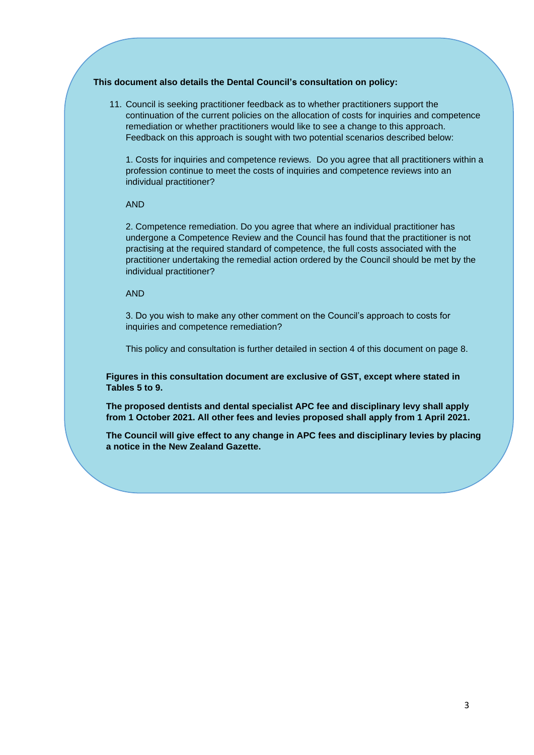**This document also details the Dental Council's consultation on policy:**

11. Council is seeking practitioner feedback as to whether practitioners support the continuation of the current policies on the allocation of costs for inquiries and competence remediation or whether practitioners would like to see a change to this approach. Feedback on this approach is sought with two potential scenarios described below:

    1. Costs for inquiries and competence reviews. Do you agree that all practitioners within a profession continue to meet the costs of inquiries and competence reviews into an individual practitioner?

    AND

    2. Competence remediation. Do you agree that where an individual practitioner has undergone a Competence Review and the Council has found that the practitioner is not practising at the required standard of competence, the full costs associated with the practitioner undertaking the remedial action ordered by the Council should be met by the individual practitioner?

    AND

    3. Do you wish to make any other comment on the Council's approach to costs for inquiries and competence remediation?

    This policy and consultation is further detailed in section 4 of this document on page 8.

**Figures in this consultation document are exclusive of GST, except where stated in Tables 5 to 9.**

**The proposed dentists and dental specialist APC fee and disciplinary levy shall apply from 1 October 2021. All other fees and levies proposed shall apply from 1 April 2021.**

**The Council will give effect to any change in APC fees and disciplinary levies by placing a notice in the New Zealand Gazette.**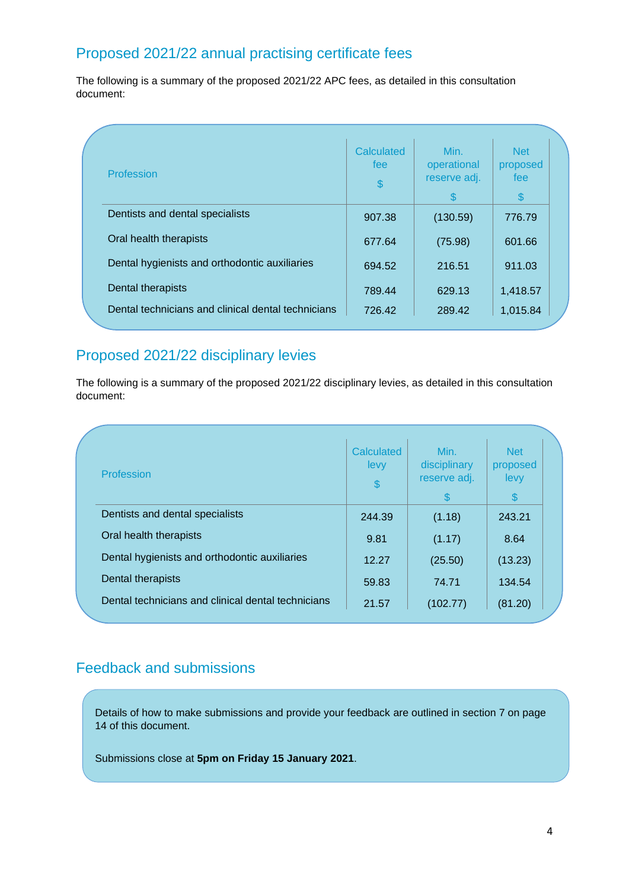## Proposed 2021/22 annual practising certificate fees

The following is a summary of the proposed 2021/22 APC fees, as detailed in this consultation document:

| Profession | Calculated fee<br>$ | Min. operational reserve adj.<br>$ | Net proposed fee<br>$ |
|---|---|---|---|
| Dentists and dental specialists | 907.38 | (130.59) | 776.79 |
| Oral health therapists | 677.64 | (75.98) | 601.66 |
| Dental hygienists and orthodontic auxiliaries | 694.52 | 216.51 | 911.03 |
| Dental therapists | 789.44 | 629.13 | 1,418.57 |
| Dental technicians and clinical dental technicians | 726.42 | 289.42 | 1,015.84 |

## Proposed 2021/22 disciplinary levies

The following is a summary of the proposed 2021/22 disciplinary levies, as detailed in this consultation document:

| Profession | Calculated levy<br>$ | Min. disciplinary reserve adj.<br>$ | Net proposed levy<br>$ |
|---|---|---|---|
| Dentists and dental specialists | 244.39 | (1.18) | 243.21 |
| Oral health therapists | 9.81 | (1.17) | 8.64 |
| Dental hygienists and orthodontic auxiliaries | 12.27 | (25.50) | (13.23) |
| Dental therapists | 59.83 | 74.71 | 134.54 |
| Dental technicians and clinical dental technicians | 21.57 | (102.77) | (81.20) |

## Feedback and submissions

Details of how to make submissions and provide your feedback are outlined in section 7 on page 14 of this document.

Submissions close at **5pm on Friday 15 January 2021**.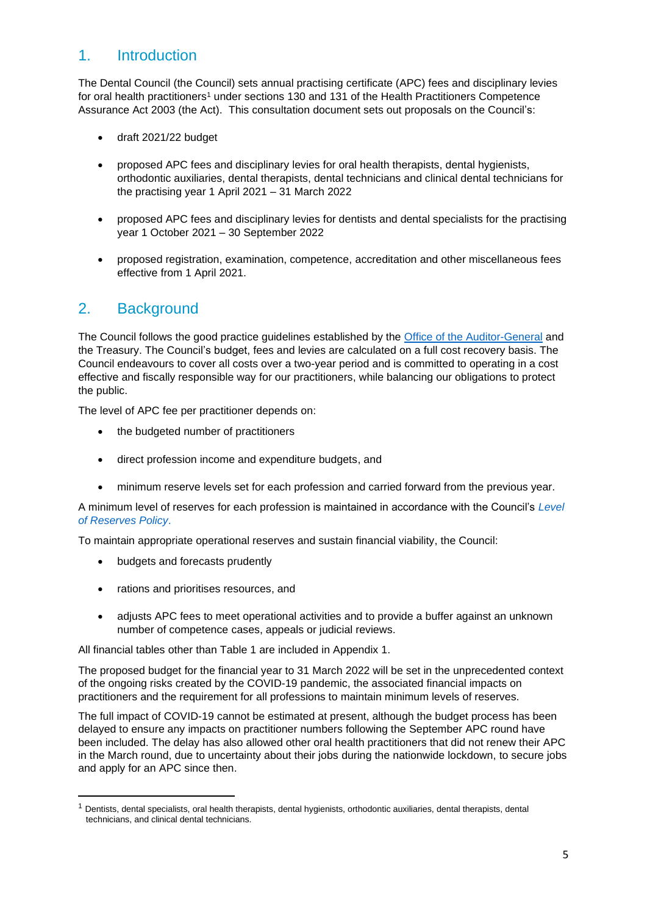## 1. Introduction

The Dental Council (the Council) sets annual practising certificate (APC) fees and disciplinary levies for oral health practitioners[1] under sections 130 and 131 of the Health Practitioners Competence Assurance Act 2003 (the Act). This consultation document sets out proposals on the Council's:

- draft 2021/22 budget
- proposed APC fees and disciplinary levies for oral health therapists, dental hygienists, orthodontic auxiliaries, dental therapists, dental technicians and clinical dental technicians for the practising year 1 April 2021 – 31 March 2022
- proposed APC fees and disciplinary levies for dentists and dental specialists for the practising year 1 October 2021 – 30 September 2022
- proposed registration, examination, competence, accreditation and other miscellaneous fees effective from 1 April 2021.

## 2. Background

The Council follows the good practice guidelines established by the Office of the Auditor-General and the Treasury. The Council's budget, fees and levies are calculated on a full cost recovery basis. The Council endeavours to cover all costs over a two-year period and is committed to operating in a cost effective and fiscally responsible way for our practitioners, while balancing our obligations to protect the public.

The level of APC fee per practitioner depends on:

- the budgeted number of practitioners
- direct profession income and expenditure budgets, and
- minimum reserve levels set for each profession and carried forward from the previous year.

A minimum level of reserves for each profession is maintained in accordance with the Council's *Level of Reserves Policy*.

To maintain appropriate operational reserves and sustain financial viability, the Council:

- budgets and forecasts prudently
- rations and prioritises resources, and
- adjusts APC fees to meet operational activities and to provide a buffer against an unknown number of competence cases, appeals or judicial reviews.

All financial tables other than Table 1 are included in Appendix 1.

The proposed budget for the financial year to 31 March 2022 will be set in the unprecedented context of the ongoing risks created by the COVID-19 pandemic, the associated financial impacts on practitioners and the requirement for all professions to maintain minimum levels of reserves.

The full impact of COVID-19 cannot be estimated at present, although the budget process has been delayed to ensure any impacts on practitioner numbers following the September APC round have been included. The delay has also allowed other oral health practitioners that did not renew their APC in the March round, due to uncertainty about their jobs during the nationwide lockdown, to secure jobs and apply for an APC since then.

---

[1] Dentists, dental specialists, oral health therapists, dental hygienists, orthodontic auxiliaries, dental therapists, dental technicians, and clinical dental technicians.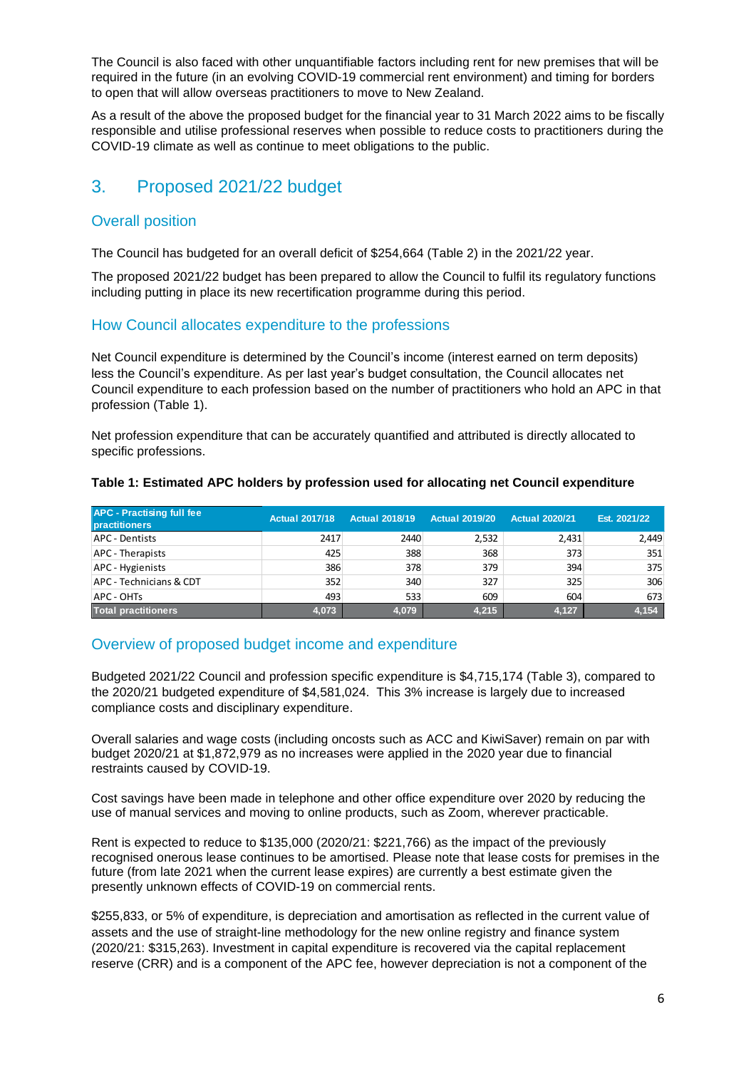The Council is also faced with other unquantifiable factors including rent for new premises that will be required in the future (in an evolving COVID-19 commercial rent environment) and timing for borders to open that will allow overseas practitioners to move to New Zealand.

As a result of the above the proposed budget for the financial year to 31 March 2022 aims to be fiscally responsible and utilise professional reserves when possible to reduce costs to practitioners during the COVID-19 climate as well as continue to meet obligations to the public.

## 3. Proposed 2021/22 budget

### Overall position

The Council has budgeted for an overall deficit of $254,664 (Table 2) in the 2021/22 year.

The proposed 2021/22 budget has been prepared to allow the Council to fulfil its regulatory functions including putting in place its new recertification programme during this period.

### How Council allocates expenditure to the professions

Net Council expenditure is determined by the Council's income (interest earned on term deposits) less the Council's expenditure. As per last year's budget consultation, the Council allocates net Council expenditure to each profession based on the number of practitioners who hold an APC in that profession (Table 1).

Net profession expenditure that can be accurately quantified and attributed is directly allocated to specific professions.

**Table 1: Estimated APC holders by profession used for allocating net Council expenditure**

| APC - Practising full fee practitioners | Actual 2017/18 | Actual 2018/19 | Actual 2019/20 | Actual 2020/21 | Est. 2021/22 |
|---|---|---|---|---|---|
| APC - Dentists | 2417 | 2440 | 2,532 | 2,431 | 2,449 |
| APC - Therapists | 425 | 388 | 368 | 373 | 351 |
| APC - Hygienists | 386 | 378 | 379 | 394 | 375 |
| APC - Technicians & CDT | 352 | 340 | 327 | 325 | 306 |
| APC - OHTs | 493 | 533 | 609 | 604 | 673 |
| **Total practitioners** | **4,073** | **4,079** | **4,215** | **4,127** | **4,154** |

### Overview of proposed budget income and expenditure

Budgeted 2021/22 Council and profession specific expenditure is $4,715,174 (Table 3), compared to the 2020/21 budgeted expenditure of $4,581,024. This 3% increase is largely due to increased compliance costs and disciplinary expenditure.

Overall salaries and wage costs (including oncosts such as ACC and KiwiSaver) remain on par with budget 2020/21 at $1,872,979 as no increases were applied in the 2020 year due to financial restraints caused by COVID-19.

Cost savings have been made in telephone and other office expenditure over 2020 by reducing the use of manual services and moving to online products, such as Zoom, wherever practicable.

Rent is expected to reduce to $135,000 (2020/21: $221,766) as the impact of the previously recognised onerous lease continues to be amortised. Please note that lease costs for premises in the future (from late 2021 when the current lease expires) are currently a best estimate given the presently unknown effects of COVID-19 on commercial rents.

$255,833, or 5% of expenditure, is depreciation and amortisation as reflected in the current value of assets and the use of straight-line methodology for the new online registry and finance system (2020/21: $315,263). Investment in capital expenditure is recovered via the capital replacement reserve (CRR) and is a component of the APC fee, however depreciation is not a component of the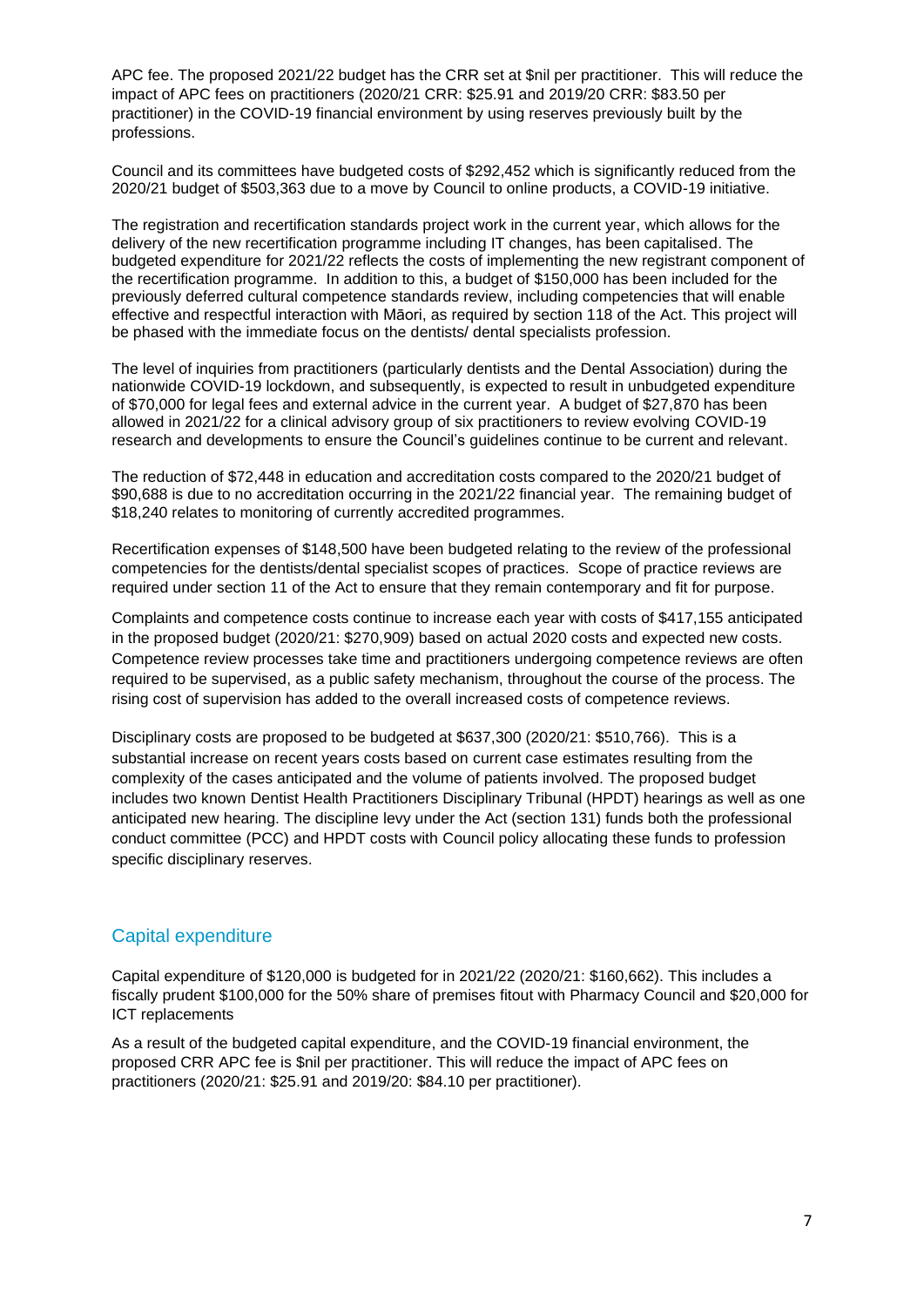APC fee. The proposed 2021/22 budget has the CRR set at $nil per practitioner. This will reduce the impact of APC fees on practitioners (2020/21 CRR: $25.91 and 2019/20 CRR: $83.50 per practitioner) in the COVID-19 financial environment by using reserves previously built by the professions.

Council and its committees have budgeted costs of $292,452 which is significantly reduced from the 2020/21 budget of $503,363 due to a move by Council to online products, a COVID-19 initiative.

The registration and recertification standards project work in the current year, which allows for the delivery of the new recertification programme including IT changes, has been capitalised. The budgeted expenditure for 2021/22 reflects the costs of implementing the new registrant component of the recertification programme. In addition to this, a budget of $150,000 has been included for the previously deferred cultural competence standards review, including competencies that will enable effective and respectful interaction with Māori, as required by section 118 of the Act. This project will be phased with the immediate focus on the dentists/ dental specialists profession.

The level of inquiries from practitioners (particularly dentists and the Dental Association) during the nationwide COVID-19 lockdown, and subsequently, is expected to result in unbudgeted expenditure of $70,000 for legal fees and external advice in the current year. A budget of $27,870 has been allowed in 2021/22 for a clinical advisory group of six practitioners to review evolving COVID-19 research and developments to ensure the Council's guidelines continue to be current and relevant.

The reduction of $72,448 in education and accreditation costs compared to the 2020/21 budget of $90,688 is due to no accreditation occurring in the 2021/22 financial year. The remaining budget of $18,240 relates to monitoring of currently accredited programmes.

Recertification expenses of $148,500 have been budgeted relating to the review of the professional competencies for the dentists/dental specialist scopes of practices. Scope of practice reviews are required under section 11 of the Act to ensure that they remain contemporary and fit for purpose.

Complaints and competence costs continue to increase each year with costs of $417,155 anticipated in the proposed budget (2020/21: $270,909) based on actual 2020 costs and expected new costs. Competence review processes take time and practitioners undergoing competence reviews are often required to be supervised, as a public safety mechanism, throughout the course of the process. The rising cost of supervision has added to the overall increased costs of competence reviews.

Disciplinary costs are proposed to be budgeted at $637,300 (2020/21: $510,766). This is a substantial increase on recent years costs based on current case estimates resulting from the complexity of the cases anticipated and the volume of patients involved. The proposed budget includes two known Dentist Health Practitioners Disciplinary Tribunal (HPDT) hearings as well as one anticipated new hearing. The discipline levy under the Act (section 131) funds both the professional conduct committee (PCC) and HPDT costs with Council policy allocating these funds to profession specific disciplinary reserves.

## Capital expenditure

Capital expenditure of $120,000 is budgeted for in 2021/22 (2020/21: $160,662). This includes a fiscally prudent $100,000 for the 50% share of premises fitout with Pharmacy Council and $20,000 for ICT replacements

As a result of the budgeted capital expenditure, and the COVID-19 financial environment, the proposed CRR APC fee is $nil per practitioner. This will reduce the impact of APC fees on practitioners (2020/21: $25.91 and 2019/20: $84.10 per practitioner).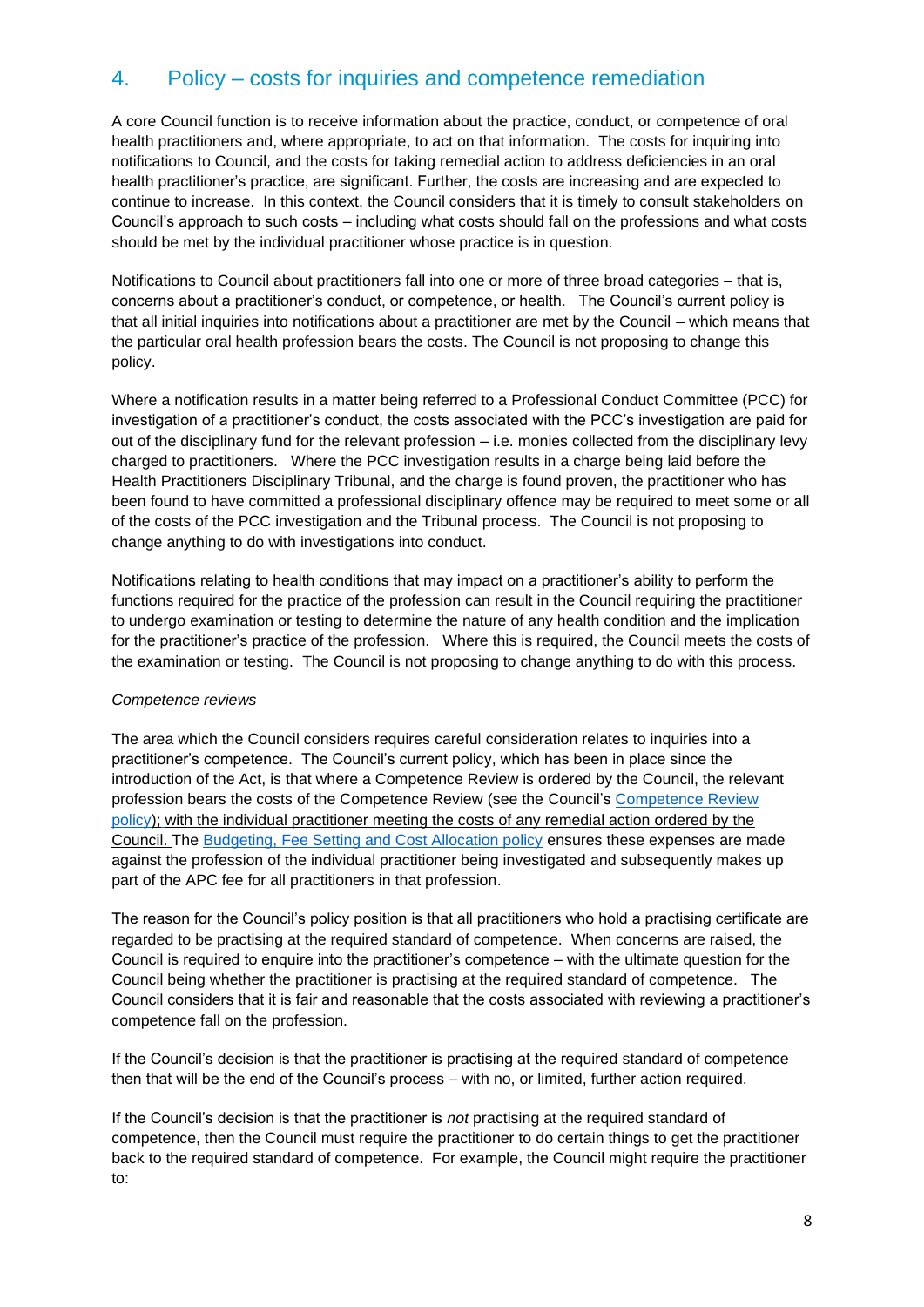## 4. Policy – costs for inquiries and competence remediation

A core Council function is to receive information about the practice, conduct, or competence of oral health practitioners and, where appropriate, to act on that information. The costs for inquiring into notifications to Council, and the costs for taking remedial action to address deficiencies in an oral health practitioner's practice, are significant. Further, the costs are increasing and are expected to continue to increase. In this context, the Council considers that it is timely to consult stakeholders on Council's approach to such costs – including what costs should fall on the professions and what costs should be met by the individual practitioner whose practice is in question.

Notifications to Council about practitioners fall into one or more of three broad categories – that is, concerns about a practitioner's conduct, or competence, or health. The Council's current policy is that all initial inquiries into notifications about a practitioner are met by the Council – which means that the particular oral health profession bears the costs. The Council is not proposing to change this policy.

Where a notification results in a matter being referred to a Professional Conduct Committee (PCC) for investigation of a practitioner's conduct, the costs associated with the PCC's investigation are paid for out of the disciplinary fund for the relevant profession – i.e. monies collected from the disciplinary levy charged to practitioners. Where the PCC investigation results in a charge being laid before the Health Practitioners Disciplinary Tribunal, and the charge is found proven, the practitioner who has been found to have committed a professional disciplinary offence may be required to meet some or all of the costs of the PCC investigation and the Tribunal process. The Council is not proposing to change anything to do with investigations into conduct.

Notifications relating to health conditions that may impact on a practitioner's ability to perform the functions required for the practice of the profession can result in the Council requiring the practitioner to undergo examination or testing to determine the nature of any health condition and the implication for the practitioner's practice of the profession. Where this is required, the Council meets the costs of the examination or testing. The Council is not proposing to change anything to do with this process.

*Competence reviews*

The area which the Council considers requires careful consideration relates to inquiries into a practitioner's competence. The Council's current policy, which has been in place since the introduction of the Act, is that where a Competence Review is ordered by the Council, the relevant profession bears the costs of the Competence Review (see the Council's Competence Review policy); with the individual practitioner meeting the costs of any remedial action ordered by the Council. The Budgeting, Fee Setting and Cost Allocation policy ensures these expenses are made against the profession of the individual practitioner being investigated and subsequently makes up part of the APC fee for all practitioners in that profession.

The reason for the Council's policy position is that all practitioners who hold a practising certificate are regarded to be practising at the required standard of competence. When concerns are raised, the Council is required to enquire into the practitioner's competence – with the ultimate question for the Council being whether the practitioner is practising at the required standard of competence. The Council considers that it is fair and reasonable that the costs associated with reviewing a practitioner's competence fall on the profession.

If the Council's decision is that the practitioner is practising at the required standard of competence then that will be the end of the Council's process – with no, or limited, further action required.

If the Council's decision is that the practitioner is *not* practising at the required standard of competence, then the Council must require the practitioner to do certain things to get the practitioner back to the required standard of competence. For example, the Council might require the practitioner to: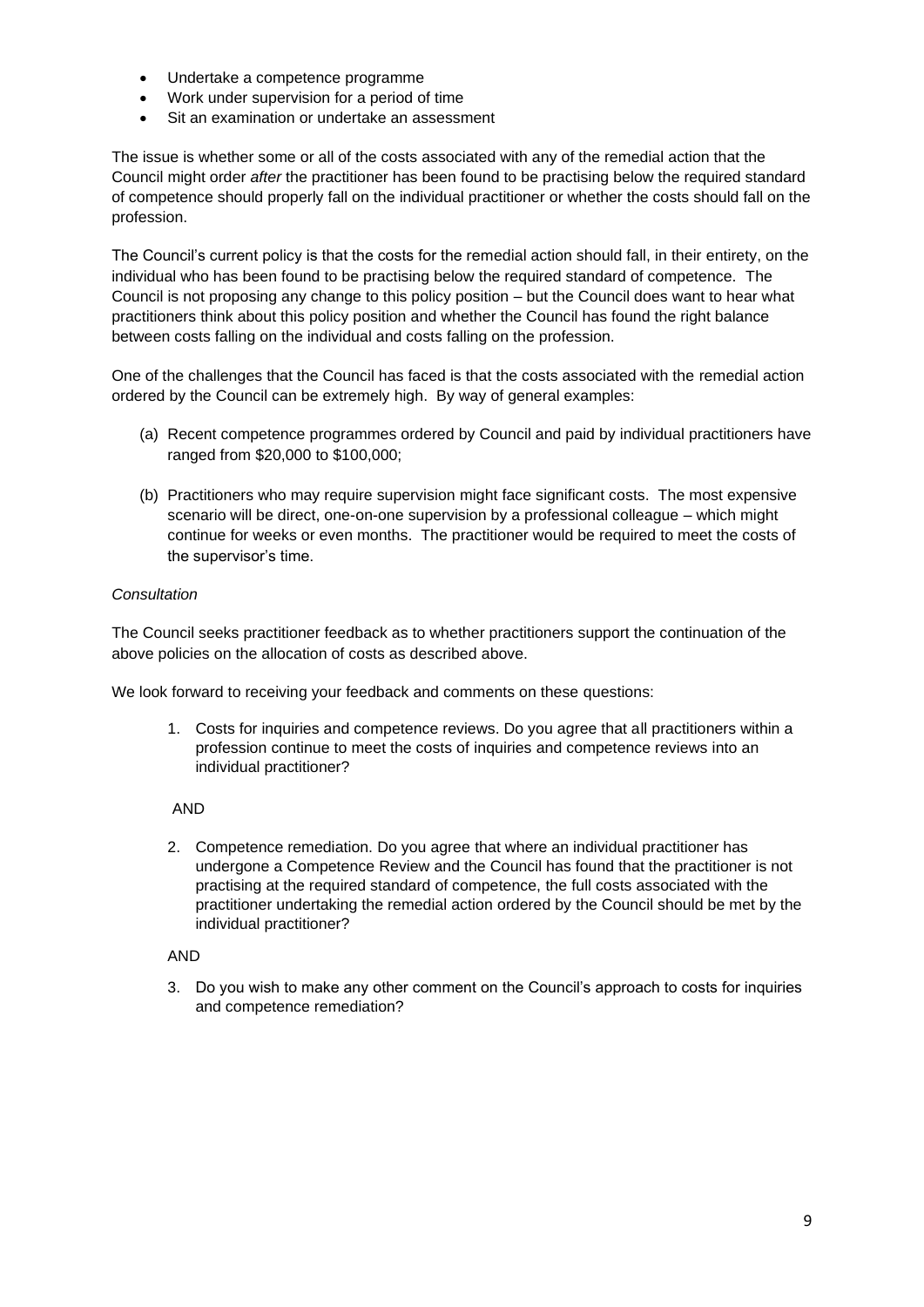- Undertake a competence programme
- Work under supervision for a period of time
- Sit an examination or undertake an assessment

The issue is whether some or all of the costs associated with any of the remedial action that the Council might order *after* the practitioner has been found to be practising below the required standard of competence should properly fall on the individual practitioner or whether the costs should fall on the profession.

The Council's current policy is that the costs for the remedial action should fall, in their entirety, on the individual who has been found to be practising below the required standard of competence. The Council is not proposing any change to this policy position – but the Council does want to hear what practitioners think about this policy position and whether the Council has found the right balance between costs falling on the individual and costs falling on the profession.

One of the challenges that the Council has faced is that the costs associated with the remedial action ordered by the Council can be extremely high. By way of general examples:

(a) Recent competence programmes ordered by Council and paid by individual practitioners have ranged from $20,000 to $100,000;

(b) Practitioners who may require supervision might face significant costs. The most expensive scenario will be direct, one-on-one supervision by a professional colleague – which might continue for weeks or even months. The practitioner would be required to meet the costs of the supervisor's time.

*Consultation*

The Council seeks practitioner feedback as to whether practitioners support the continuation of the above policies on the allocation of costs as described above.

We look forward to receiving your feedback and comments on these questions:

1. Costs for inquiries and competence reviews. Do you agree that all practitioners within a profession continue to meet the costs of inquiries and competence reviews into an individual practitioner?

AND

2. Competence remediation. Do you agree that where an individual practitioner has undergone a Competence Review and the Council has found that the practitioner is not practising at the required standard of competence, the full costs associated with the practitioner undertaking the remedial action ordered by the Council should be met by the individual practitioner?

AND

3. Do you wish to make any other comment on the Council's approach to costs for inquiries and competence remediation?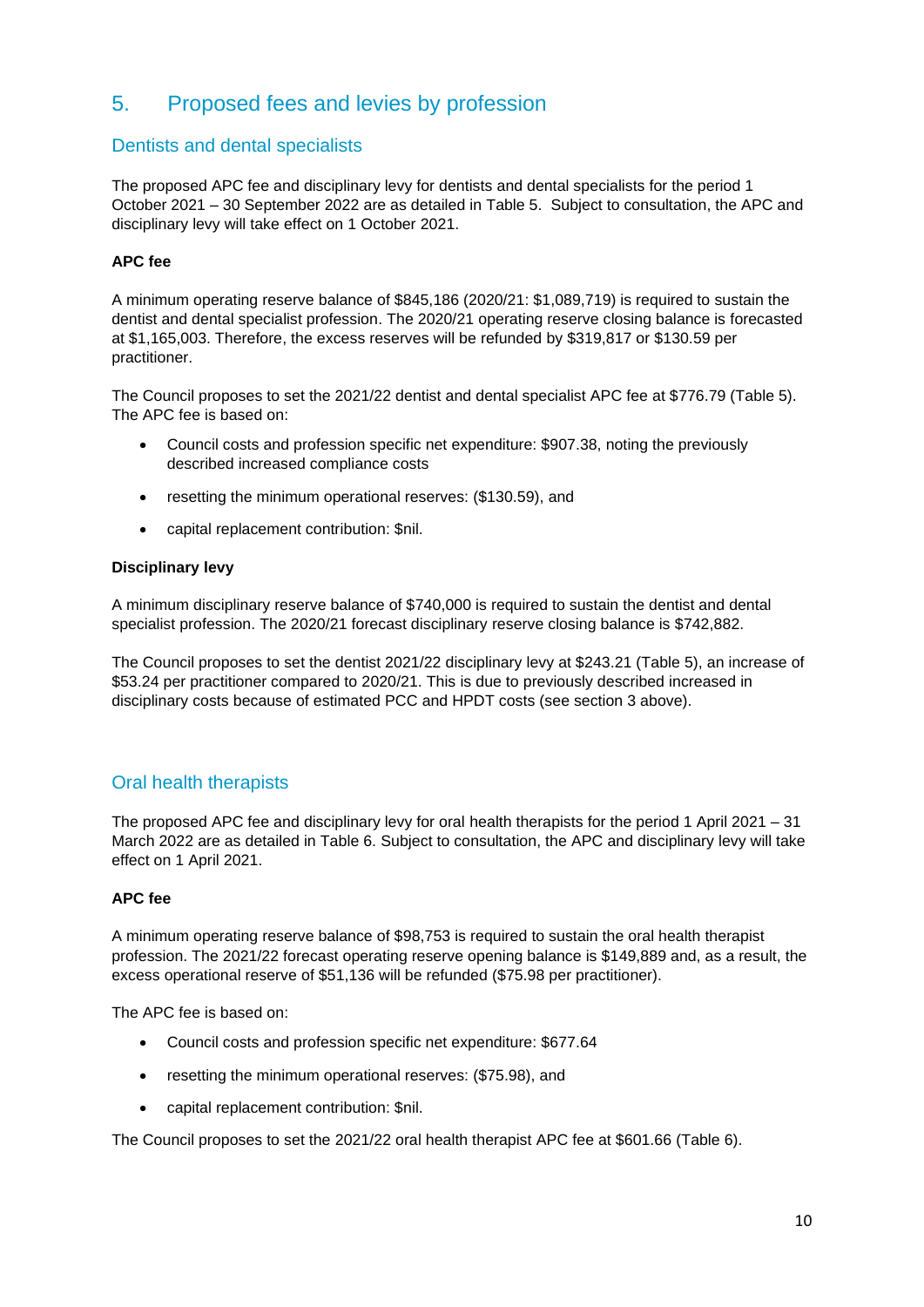# 5. Proposed fees and levies by profession

## Dentists and dental specialists

The proposed APC fee and disciplinary levy for dentists and dental specialists for the period 1 October 2021 – 30 September 2022 are as detailed in Table 5. Subject to consultation, the APC and disciplinary levy will take effect on 1 October 2021.

**APC fee**

A minimum operating reserve balance of $845,186 (2020/21: $1,089,719) is required to sustain the dentist and dental specialist profession. The 2020/21 operating reserve closing balance is forecasted at $1,165,003. Therefore, the excess reserves will be refunded by $319,817 or $130.59 per practitioner.

The Council proposes to set the 2021/22 dentist and dental specialist APC fee at $776.79 (Table 5). The APC fee is based on:

- Council costs and profession specific net expenditure: $907.38, noting the previously described increased compliance costs
- resetting the minimum operational reserves: ($130.59), and
- capital replacement contribution: $nil.

**Disciplinary levy**

A minimum disciplinary reserve balance of $740,000 is required to sustain the dentist and dental specialist profession. The 2020/21 forecast disciplinary reserve closing balance is $742,882.

The Council proposes to set the dentist 2021/22 disciplinary levy at $243.21 (Table 5), an increase of $53.24 per practitioner compared to 2020/21. This is due to previously described increased in disciplinary costs because of estimated PCC and HPDT costs (see section 3 above).

## Oral health therapists

The proposed APC fee and disciplinary levy for oral health therapists for the period 1 April 2021 – 31 March 2022 are as detailed in Table 6. Subject to consultation, the APC and disciplinary levy will take effect on 1 April 2021.

**APC fee**

A minimum operating reserve balance of $98,753 is required to sustain the oral health therapist profession. The 2021/22 forecast operating reserve opening balance is $149,889 and, as a result, the excess operational reserve of $51,136 will be refunded ($75.98 per practitioner).

The APC fee is based on:

- Council costs and profession specific net expenditure: $677.64
- resetting the minimum operational reserves: ($75.98), and
- capital replacement contribution: $nil.

The Council proposes to set the 2021/22 oral health therapist APC fee at $601.66 (Table 6).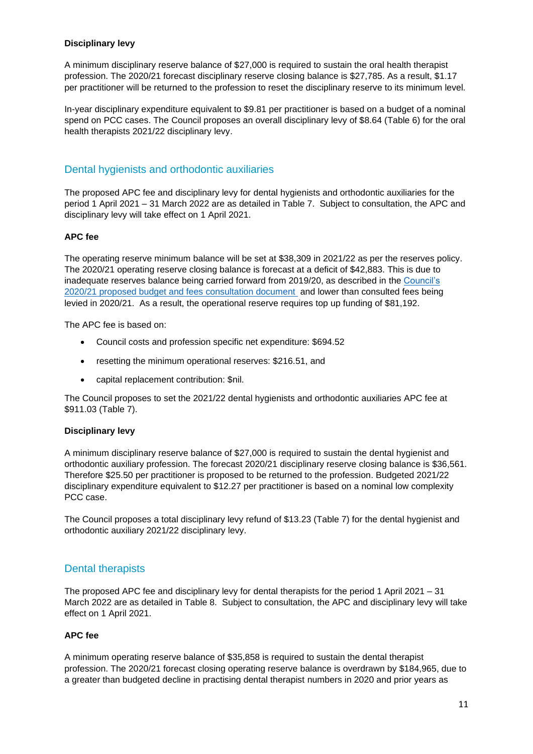**Disciplinary levy**

A minimum disciplinary reserve balance of $27,000 is required to sustain the oral health therapist profession. The 2020/21 forecast disciplinary reserve closing balance is $27,785. As a result, $1.17 per practitioner will be returned to the profession to reset the disciplinary reserve to its minimum level.

In-year disciplinary expenditure equivalent to $9.81 per practitioner is based on a budget of a nominal spend on PCC cases. The Council proposes an overall disciplinary levy of $8.64 (Table 6) for the oral health therapists 2021/22 disciplinary levy.

## Dental hygienists and orthodontic auxiliaries

The proposed APC fee and disciplinary levy for dental hygienists and orthodontic auxiliaries for the period 1 April 2021 – 31 March 2022 are as detailed in Table 7. Subject to consultation, the APC and disciplinary levy will take effect on 1 April 2021.

**APC fee**

The operating reserve minimum balance will be set at $38,309 in 2021/22 as per the reserves policy. The 2020/21 operating reserve closing balance is forecast at a deficit of $42,883. This is due to inadequate reserves balance being carried forward from 2019/20, as described in the Council's 2020/21 proposed budget and fees consultation document and lower than consulted fees being levied in 2020/21. As a result, the operational reserve requires top up funding of $81,192.

The APC fee is based on:

- Council costs and profession specific net expenditure: $694.52
- resetting the minimum operational reserves: $216.51, and
- capital replacement contribution: $nil.

The Council proposes to set the 2021/22 dental hygienists and orthodontic auxiliaries APC fee at $911.03 (Table 7).

**Disciplinary levy**

A minimum disciplinary reserve balance of $27,000 is required to sustain the dental hygienist and orthodontic auxiliary profession. The forecast 2020/21 disciplinary reserve closing balance is $36,561. Therefore $25.50 per practitioner is proposed to be returned to the profession. Budgeted 2021/22 disciplinary expenditure equivalent to $12.27 per practitioner is based on a nominal low complexity PCC case.

The Council proposes a total disciplinary levy refund of $13.23 (Table 7) for the dental hygienist and orthodontic auxiliary 2021/22 disciplinary levy.

## Dental therapists

The proposed APC fee and disciplinary levy for dental therapists for the period 1 April 2021 – 31 March 2022 are as detailed in Table 8. Subject to consultation, the APC and disciplinary levy will take effect on 1 April 2021.

**APC fee**

A minimum operating reserve balance of $35,858 is required to sustain the dental therapist profession. The 2020/21 forecast closing operating reserve balance is overdrawn by $184,965, due to a greater than budgeted decline in practising dental therapist numbers in 2020 and prior years as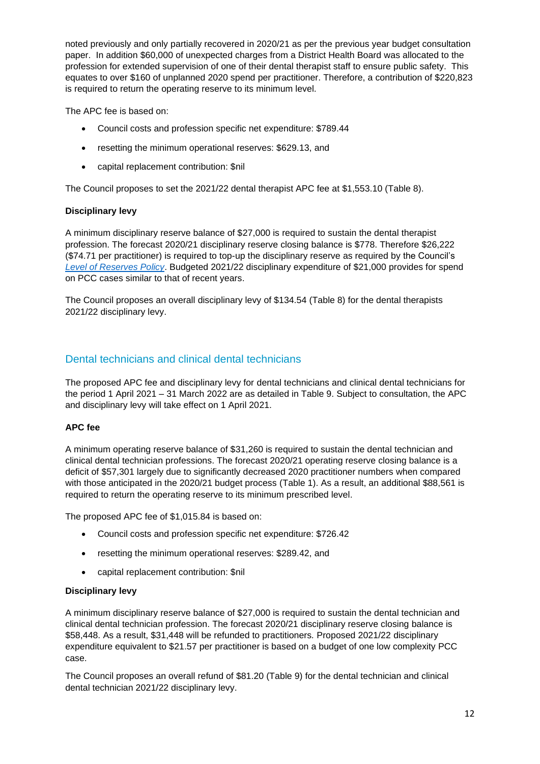noted previously and only partially recovered in 2020/21 as per the previous year budget consultation paper. In addition $60,000 of unexpected charges from a District Health Board was allocated to the profession for extended supervision of one of their dental therapist staff to ensure public safety. This equates to over $160 of unplanned 2020 spend per practitioner. Therefore, a contribution of $220,823 is required to return the operating reserve to its minimum level.

The APC fee is based on:

- Council costs and profession specific net expenditure: $789.44
- resetting the minimum operational reserves: $629.13, and
- capital replacement contribution: $nil

The Council proposes to set the 2021/22 dental therapist APC fee at $1,553.10 (Table 8).

**Disciplinary levy**

A minimum disciplinary reserve balance of $27,000 is required to sustain the dental therapist profession. The forecast 2020/21 disciplinary reserve closing balance is $778. Therefore $26,222 ($74.71 per practitioner) is required to top-up the disciplinary reserve as required by the Council's *Level of Reserves Policy*. Budgeted 2021/22 disciplinary expenditure of $21,000 provides for spend on PCC cases similar to that of recent years.

The Council proposes an overall disciplinary levy of $134.54 (Table 8) for the dental therapists 2021/22 disciplinary levy.

## Dental technicians and clinical dental technicians

The proposed APC fee and disciplinary levy for dental technicians and clinical dental technicians for the period 1 April 2021 – 31 March 2022 are as detailed in Table 9. Subject to consultation, the APC and disciplinary levy will take effect on 1 April 2021.

**APC fee**

A minimum operating reserve balance of $31,260 is required to sustain the dental technician and clinical dental technician professions. The forecast 2020/21 operating reserve closing balance is a deficit of $57,301 largely due to significantly decreased 2020 practitioner numbers when compared with those anticipated in the 2020/21 budget process (Table 1). As a result, an additional $88,561 is required to return the operating reserve to its minimum prescribed level.

The proposed APC fee of $1,015.84 is based on:

- Council costs and profession specific net expenditure: $726.42
- resetting the minimum operational reserves: $289.42, and
- capital replacement contribution: $nil

**Disciplinary levy**

A minimum disciplinary reserve balance of $27,000 is required to sustain the dental technician and clinical dental technician profession. The forecast 2020/21 disciplinary reserve closing balance is $58,448. As a result, $31,448 will be refunded to practitioners. Proposed 2021/22 disciplinary expenditure equivalent to $21.57 per practitioner is based on a budget of one low complexity PCC case.

The Council proposes an overall refund of $81.20 (Table 9) for the dental technician and clinical dental technician 2021/22 disciplinary levy.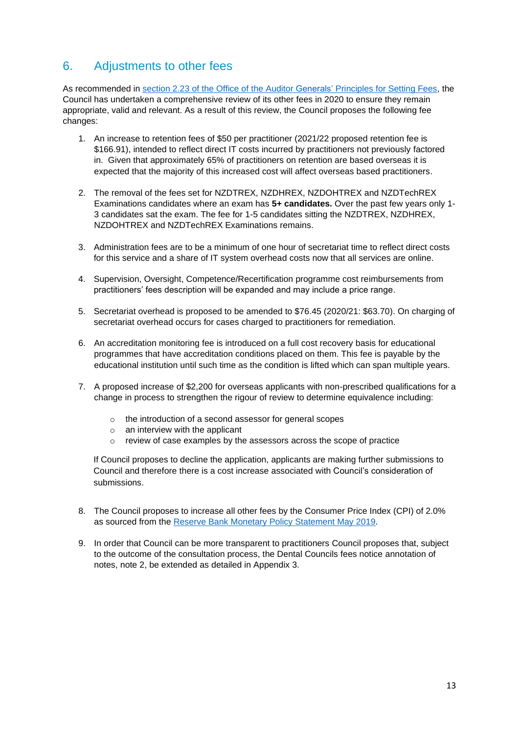## 6. Adjustments to other fees

As recommended in [section 2.23 of the Office of the Auditor Generals' Principles for Setting Fees](), the Council has undertaken a comprehensive review of its other fees in 2020 to ensure they remain appropriate, valid and relevant. As a result of this review, the Council proposes the following fee changes:

1. An increase to retention fees of $50 per practitioner (2021/22 proposed retention fee is $166.91), intended to reflect direct IT costs incurred by practitioners not previously factored in. Given that approximately 65% of practitioners on retention are based overseas it is expected that the majority of this increased cost will affect overseas based practitioners.

2. The removal of the fees set for NZDTREX, NZDHREX, NZDOHTREX and NZDTechREX Examinations candidates where an exam has **5+ candidates.** Over the past few years only 1-3 candidates sat the exam. The fee for 1-5 candidates sitting the NZDTREX, NZDHREX, NZDOHTREX and NZDTechREX Examinations remains.

3. Administration fees are to be a minimum of one hour of secretariat time to reflect direct costs for this service and a share of IT system overhead costs now that all services are online.

4. Supervision, Oversight, Competence/Recertification programme cost reimbursements from practitioners' fees description will be expanded and may include a price range.

5. Secretariat overhead is proposed to be amended to $76.45 (2020/21: $63.70). On charging of secretariat overhead occurs for cases charged to practitioners for remediation.

6. An accreditation monitoring fee is introduced on a full cost recovery basis for educational programmes that have accreditation conditions placed on them. This fee is payable by the educational institution until such time as the condition is lifted which can span multiple years.

7. A proposed increase of $2,200 for overseas applicants with non-prescribed qualifications for a change in process to strengthen the rigour of review to determine equivalence including:

   - the introduction of a second assessor for general scopes
   - an interview with the applicant
   - review of case examples by the assessors across the scope of practice

   If Council proposes to decline the application, applicants are making further submissions to Council and therefore there is a cost increase associated with Council's consideration of submissions.

8. The Council proposes to increase all other fees by the Consumer Price Index (CPI) of 2.0% as sourced from the [Reserve Bank Monetary Policy Statement May 2019]().

9. In order that Council can be more transparent to practitioners Council proposes that, subject to the outcome of the consultation process, the Dental Councils fees notice annotation of notes, note 2, be extended as detailed in Appendix 3.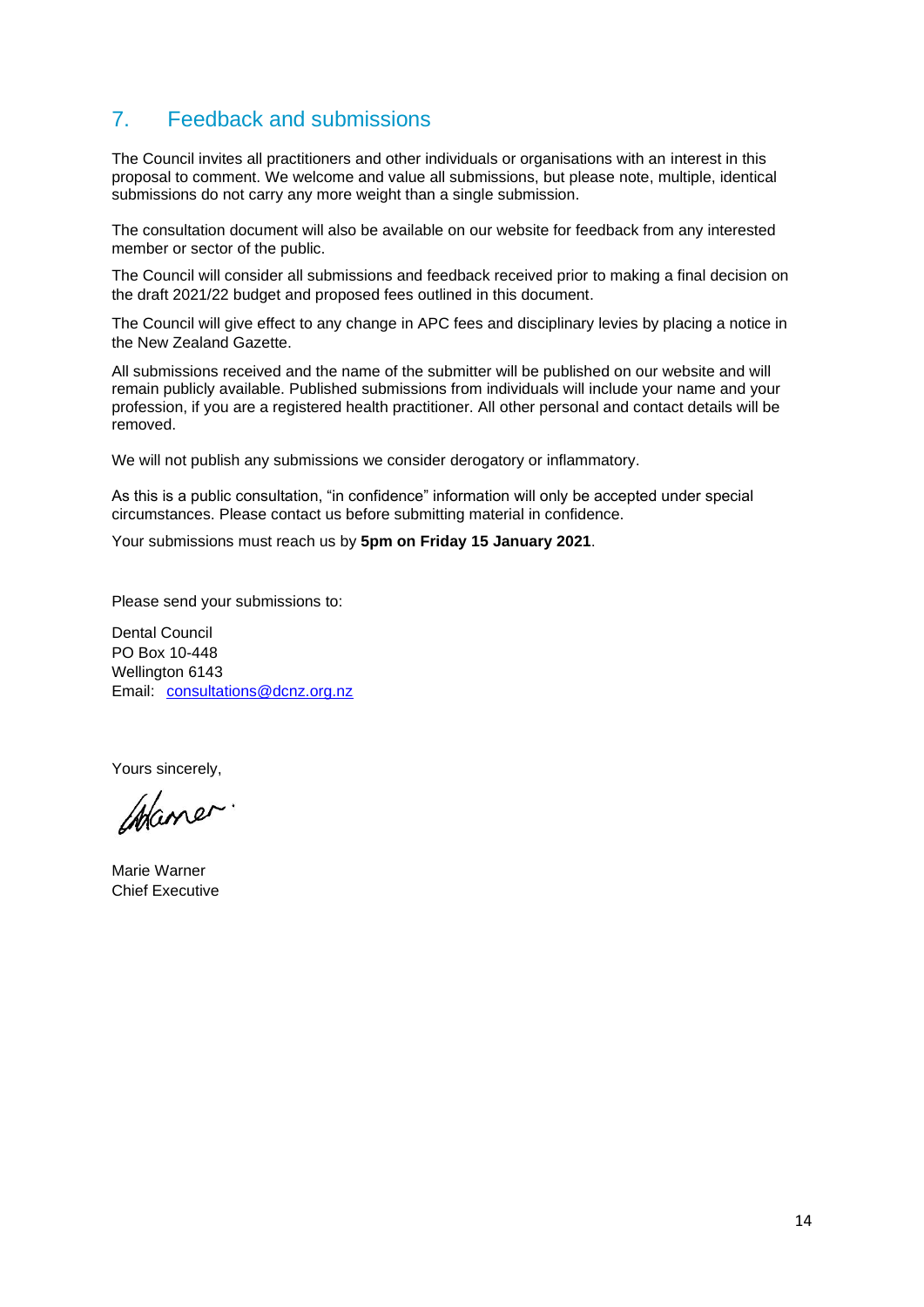## 7. Feedback and submissions

The Council invites all practitioners and other individuals or organisations with an interest in this proposal to comment. We welcome and value all submissions, but please note, multiple, identical submissions do not carry any more weight than a single submission.

The consultation document will also be available on our website for feedback from any interested member or sector of the public.

The Council will consider all submissions and feedback received prior to making a final decision on the draft 2021/22 budget and proposed fees outlined in this document.

The Council will give effect to any change in APC fees and disciplinary levies by placing a notice in the New Zealand Gazette.

All submissions received and the name of the submitter will be published on our website and will remain publicly available. Published submissions from individuals will include your name and your profession, if you are a registered health practitioner. All other personal and contact details will be removed.

We will not publish any submissions we consider derogatory or inflammatory.

As this is a public consultation, "in confidence" information will only be accepted under special circumstances. Please contact us before submitting material in confidence.

Your submissions must reach us by **5pm on Friday 15 January 2021**.

Please send your submissions to:

Dental Council
PO Box 10-448
Wellington 6143
Email: consultations@dcnz.org.nz

Yours sincerely,

Marie Warner
Chief Executive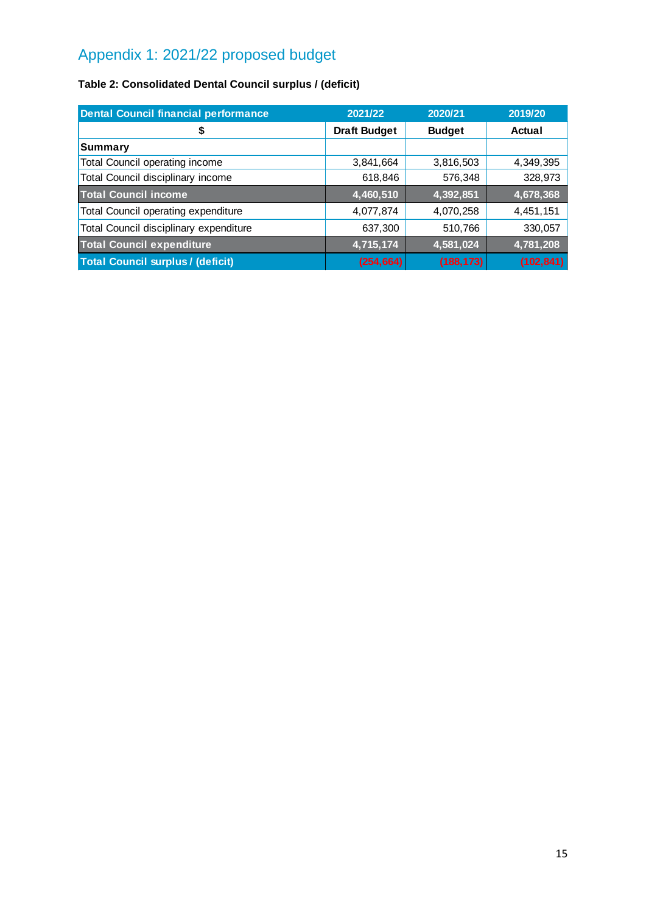# Appendix 1: 2021/22 proposed budget

**Table 2: Consolidated Dental Council surplus / (deficit)**

| Dental Council financial performance | 2021/22 | 2020/21 | 2019/20 |
|---|---|---|---|
| $ | Draft Budget | Budget | Actual |
| **Summary** | | | |
| Total Council operating income | 3,841,664 | 3,816,503 | 4,349,395 |
| Total Council disciplinary income | 618,846 | 576,348 | 328,973 |
| **Total Council income** | **4,460,510** | **4,392,851** | **4,678,368** |
| Total Council operating expenditure | 4,077,874 | 4,070,258 | 4,451,151 |
| Total Council disciplinary expenditure | 637,300 | 510,766 | 330,057 |
| **Total Council expenditure** | **4,715,174** | **4,581,024** | **4,781,208** |
| **Total Council surplus / (deficit)** | **(254,664)** | **(188,173)** | **(102,841)** |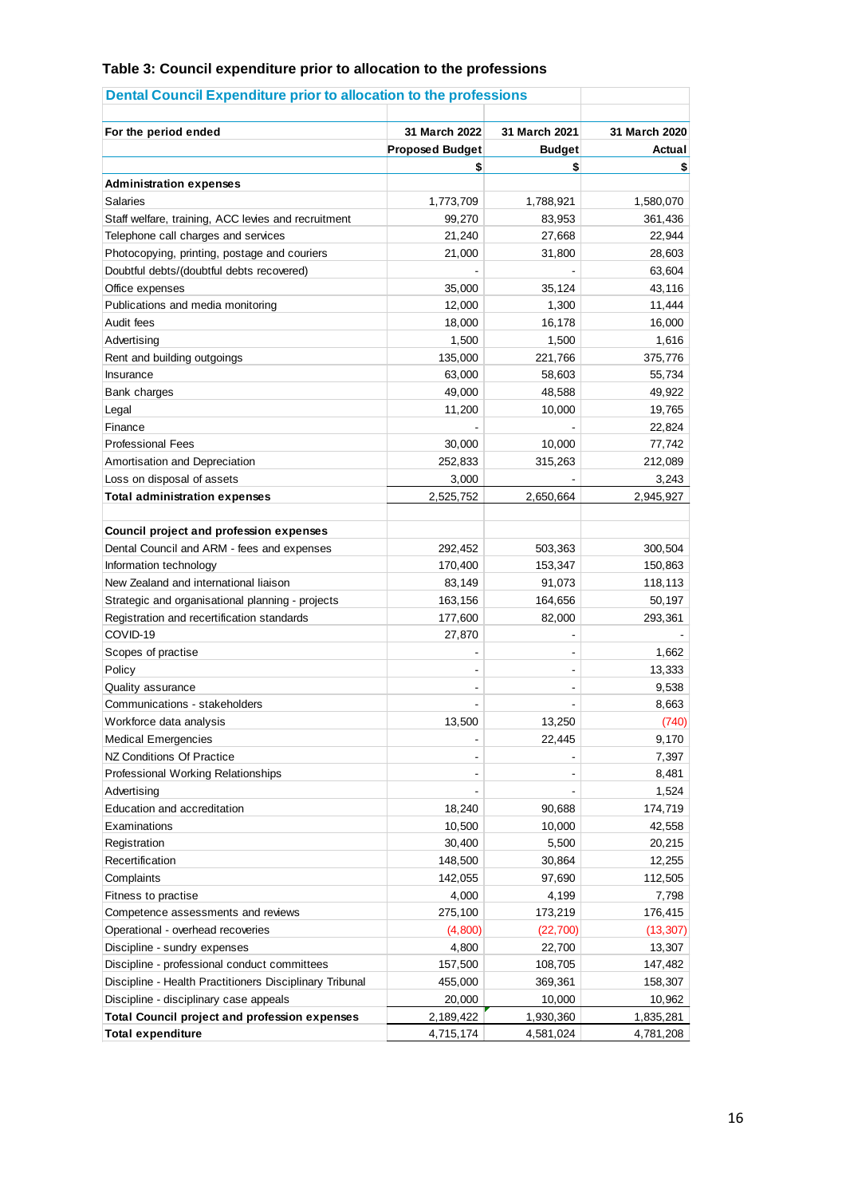### Table 3: Council expenditure prior to allocation to the professions

| Dental Council Expenditure prior to allocation to the professions | | | |
|---|---|---|---|
| For the period ended | 31 March 2022 | 31 March 2021 | 31 March 2020 |
| | Proposed Budget | Budget | Actual |
| | $ | $ | $ |
| **Administration expenses** | | | |
| Salaries | 1,773,709 | 1,788,921 | 1,580,070 |
| Staff welfare, training, ACC levies and recruitment | 99,270 | 83,953 | 361,436 |
| Telephone call charges and services | 21,240 | 27,668 | 22,944 |
| Photocopying, printing, postage and couriers | 21,000 | 31,800 | 28,603 |
| Doubtful debts/(doubtful debts recovered) | - | - | 63,604 |
| Office expenses | 35,000 | 35,124 | 43,116 |
| Publications and media monitoring | 12,000 | 1,300 | 11,444 |
| Audit fees | 18,000 | 16,178 | 16,000 |
| Advertising | 1,500 | 1,500 | 1,616 |
| Rent and building outgoings | 135,000 | 221,766 | 375,776 |
| Insurance | 63,000 | 58,603 | 55,734 |
| Bank charges | 49,000 | 48,588 | 49,922 |
| Legal | 11,200 | 10,000 | 19,765 |
| Finance | - | - | 22,824 |
| Professional Fees | 30,000 | 10,000 | 77,742 |
| Amortisation and Depreciation | 252,833 | 315,263 | 212,089 |
| Loss on disposal of assets | 3,000 | - | 3,243 |
| **Total administration expenses** | 2,525,752 | 2,650,664 | 2,945,927 |
| | | | |
| **Council project and profession expenses** | | | |
| Dental Council and ARM - fees and expenses | 292,452 | 503,363 | 300,504 |
| Information technology | 170,400 | 153,347 | 150,863 |
| New Zealand and international liaison | 83,149 | 91,073 | 118,113 |
| Strategic and organisational planning - projects | 163,156 | 164,656 | 50,197 |
| Registration and recertification standards | 177,600 | 82,000 | 293,361 |
| COVID-19 | 27,870 | - | - |
| Scopes of practise | - | - | 1,662 |
| Policy | - | - | 13,333 |
| Quality assurance | - | - | 9,538 |
| Communications - stakeholders | - | - | 8,663 |
| Workforce data analysis | 13,500 | 13,250 | (740) |
| Medical Emergencies | - | 22,445 | 9,170 |
| NZ Conditions Of Practice | - | - | 7,397 |
| Professional Working Relationships | - | - | 8,481 |
| Advertising | - | - | 1,524 |
| Education and accreditation | 18,240 | 90,688 | 174,719 |
| Examinations | 10,500 | 10,000 | 42,558 |
| Registration | 30,400 | 5,500 | 20,215 |
| Recertification | 148,500 | 30,864 | 12,255 |
| Complaints | 142,055 | 97,690 | 112,505 |
| Fitness to practise | 4,000 | 4,199 | 7,798 |
| Competence assessments and reviews | 275,100 | 173,219 | 176,415 |
| Operational - overhead recoveries | (4,800) | (22,700) | (13,307) |
| Discipline - sundry expenses | 4,800 | 22,700 | 13,307 |
| Discipline - professional conduct committees | 157,500 | 108,705 | 147,482 |
| Discipline - Health Practitioners Disciplinary Tribunal | 455,000 | 369,361 | 158,307 |
| Discipline - disciplinary case appeals | 20,000 | 10,000 | 10,962 |
| **Total Council project and profession expenses** | 2,189,422 | 1,930,360 | 1,835,281 |
| **Total expenditure** | 4,715,174 | 4,581,024 | 4,781,208 |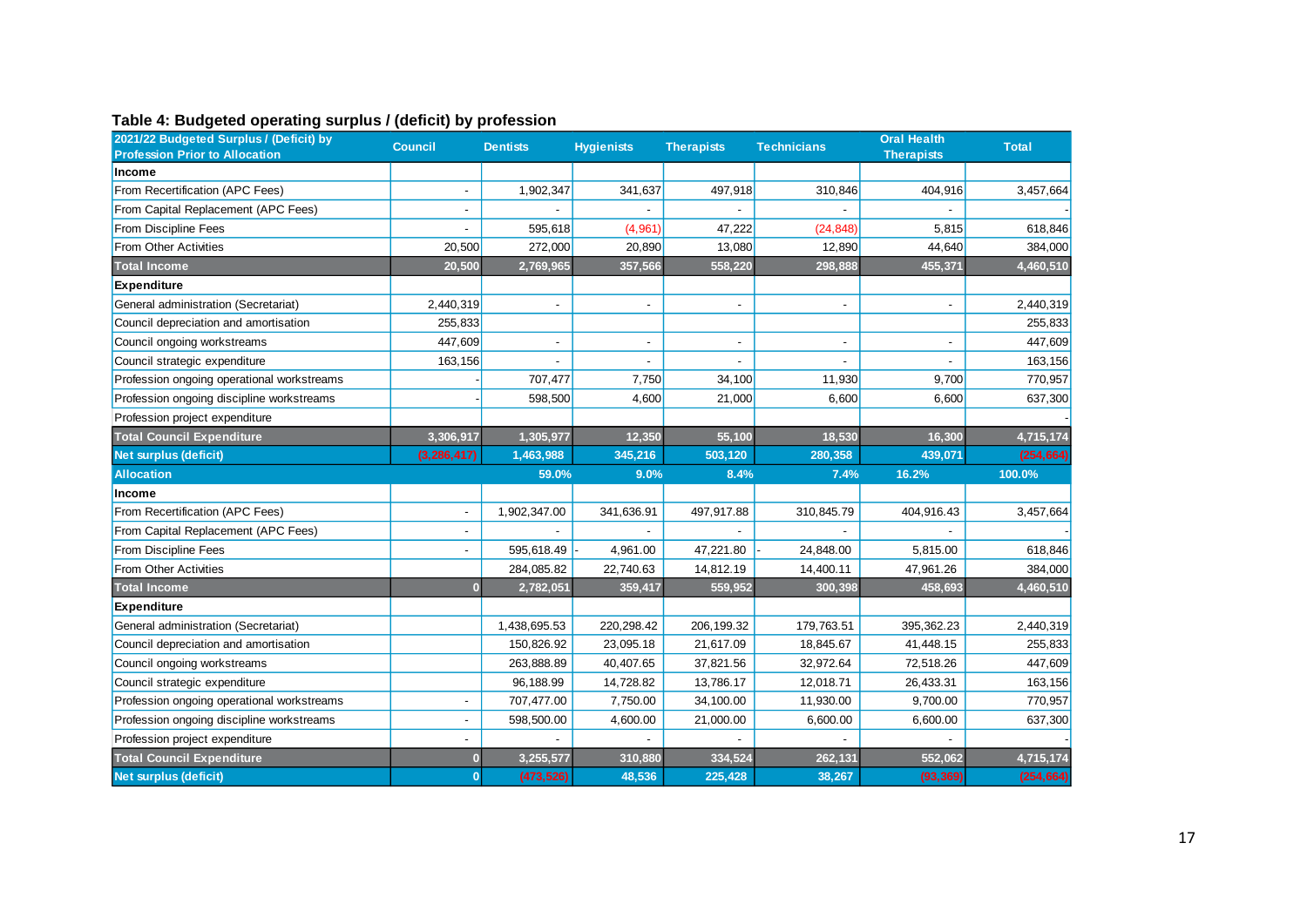### Table 4: Budgeted operating surplus / (deficit) by profession

| 2021/22 Budgeted Surplus / (Deficit) by Profession Prior to Allocation | Council | Dentists | Hygienists | Therapists | Technicians | Oral Health Therapists | Total |
|---|---|---|---|---|---|---|---|
| **Income** | | | | | | | |
| From Recertification (APC Fees) | - | 1,902,347 | 341,637 | 497,918 | 310,846 | 404,916 | 3,457,664 |
| From Capital Replacement (APC Fees) | - | - | - | - | - | - | - |
| From Discipline Fees | - | 595,618 | (4,961) | 47,222 | (24,848) | 5,815 | 618,846 |
| From Other Activities | 20,500 | 272,000 | 20,890 | 13,080 | 12,890 | 44,640 | 384,000 |
| **Total Income** | 20,500 | 2,769,965 | 357,566 | 558,220 | 298,888 | 455,371 | 4,460,510 |
| **Expenditure** | | | | | | | |
| General administration (Secretariat) | 2,440,319 | - | - | - | - | - | 2,440,319 |
| Council depreciation and amortisation | 255,833 | | | | | | 255,833 |
| Council ongoing workstreams | 447,609 | - | - | - | - | - | 447,609 |
| Council strategic expenditure | 163,156 | - | - | - | - | - | 163,156 |
| Profession ongoing operational workstreams | - | 707,477 | 7,750 | 34,100 | 11,930 | 9,700 | 770,957 |
| Profession ongoing discipline workstreams | - | 598,500 | 4,600 | 21,000 | 6,600 | 6,600 | 637,300 |
| Profession project expenditure | | | | | | | - |
| **Total Council Expenditure** | 3,306,917 | 1,305,977 | 12,350 | 55,100 | 18,530 | 16,300 | 4,715,174 |
| **Net surplus (deficit)** | (3,286,417) | 1,463,988 | 345,216 | 503,120 | 280,358 | 439,071 | (254,664) |
| **Allocation** | | 59.0% | 9.0% | 8.4% | 7.4% | 16.2% | 100.0% |
| **Income** | | | | | | | |
| From Recertification (APC Fees) | - | 1,902,347.00 | 341,636.91 | 497,917.88 | 310,845.79 | 404,916.43 | 3,457,664 |
| From Capital Replacement (APC Fees) | - | - | - | - | - | - | - |
| From Discipline Fees | - | 595,618.49 | - 4,961.00 | 47,221.80 | - 24,848.00 | 5,815.00 | 618,846 |
| From Other Activities | | 284,085.82 | 22,740.63 | 14,812.19 | 14,400.11 | 47,961.26 | 384,000 |
| **Total Income** | 0 | 2,782,051 | 359,417 | 559,952 | 300,398 | 458,693 | 4,460,510 |
| **Expenditure** | | | | | | | |
| General administration (Secretariat) | | 1,438,695.53 | 220,298.42 | 206,199.32 | 179,763.51 | 395,362.23 | 2,440,319 |
| Council depreciation and amortisation | | 150,826.92 | 23,095.18 | 21,617.09 | 18,845.67 | 41,448.15 | 255,833 |
| Council ongoing workstreams | | 263,888.89 | 40,407.65 | 37,821.56 | 32,972.64 | 72,518.26 | 447,609 |
| Council strategic expenditure | | 96,188.99 | 14,728.82 | 13,786.17 | 12,018.71 | 26,433.31 | 163,156 |
| Profession ongoing operational workstreams | - | 707,477.00 | 7,750.00 | 34,100.00 | 11,930.00 | 9,700.00 | 770,957 |
| Profession ongoing discipline workstreams | - | 598,500.00 | 4,600.00 | 21,000.00 | 6,600.00 | 6,600.00 | 637,300 |
| Profession project expenditure | - | - | - | - | - | - | - |
| **Total Council Expenditure** | 0 | 3,255,577 | 310,880 | 334,524 | 262,131 | 552,062 | 4,715,174 |
| **Net surplus (deficit)** | 0 | (473,526) | 48,536 | 225,428 | 38,267 | (93,369) | (254,664) |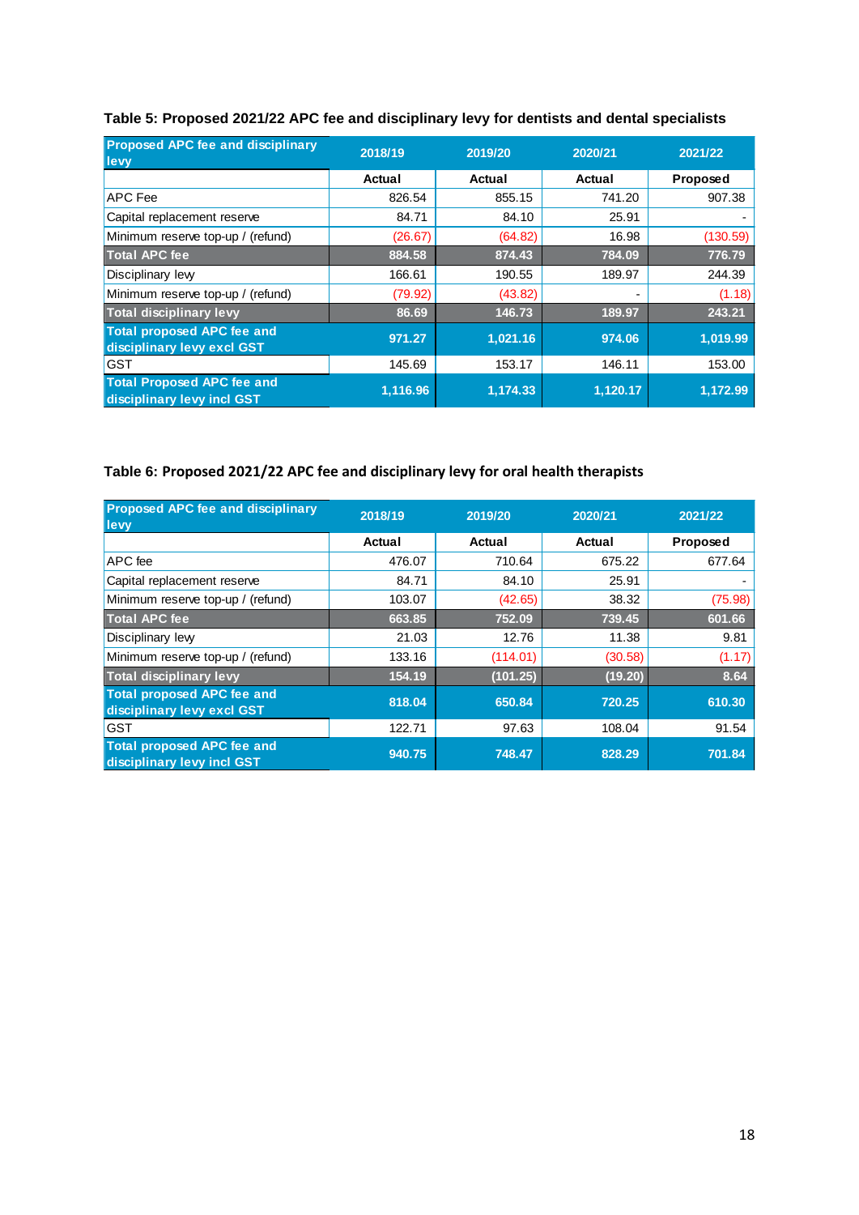**Table 5: Proposed 2021/22 APC fee and disciplinary levy for dentists and dental specialists**

| Proposed APC fee and disciplinary levy | 2018/19 | 2019/20 | 2020/21 | 2021/22 |
|---|---|---|---|---|
| | Actual | Actual | Actual | Proposed |
| APC Fee | 826.54 | 855.15 | 741.20 | 907.38 |
| Capital replacement reserve | 84.71 | 84.10 | 25.91 | - |
| Minimum reserve top-up / (refund) | (26.67) | (64.82) | 16.98 | (130.59) |
| **Total APC fee** | **884.58** | **874.43** | **784.09** | **776.79** |
| Disciplinary levy | 166.61 | 190.55 | 189.97 | 244.39 |
| Minimum reserve top-up / (refund) | (79.92) | (43.82) | - | (1.18) |
| **Total disciplinary levy** | **86.69** | **146.73** | **189.97** | **243.21** |
| **Total proposed APC fee and disciplinary levy excl GST** | **971.27** | **1,021.16** | **974.06** | **1,019.99** |
| GST | 145.69 | 153.17 | 146.11 | 153.00 |
| **Total Proposed APC fee and disciplinary levy incl GST** | **1,116.96** | **1,174.33** | **1,120.17** | **1,172.99** |

**Table 6: Proposed 2021/22 APC fee and disciplinary levy for oral health therapists**

| Proposed APC fee and disciplinary levy | 2018/19 | 2019/20 | 2020/21 | 2021/22 |
|---|---|---|---|---|
| | Actual | Actual | Actual | Proposed |
| APC fee | 476.07 | 710.64 | 675.22 | 677.64 |
| Capital replacement reserve | 84.71 | 84.10 | 25.91 | - |
| Minimum reserve top-up / (refund) | 103.07 | (42.65) | 38.32 | (75.98) |
| **Total APC fee** | **663.85** | **752.09** | **739.45** | **601.66** |
| Disciplinary levy | 21.03 | 12.76 | 11.38 | 9.81 |
| Minimum reserve top-up / (refund) | 133.16 | (114.01) | (30.58) | (1.17) |
| **Total disciplinary levy** | **154.19** | **(101.25)** | **(19.20)** | **8.64** |
| **Total proposed APC fee and disciplinary levy excl GST** | **818.04** | **650.84** | **720.25** | **610.30** |
| GST | 122.71 | 97.63 | 108.04 | 91.54 |
| **Total proposed APC fee and disciplinary levy incl GST** | **940.75** | **748.47** | **828.29** | **701.84** |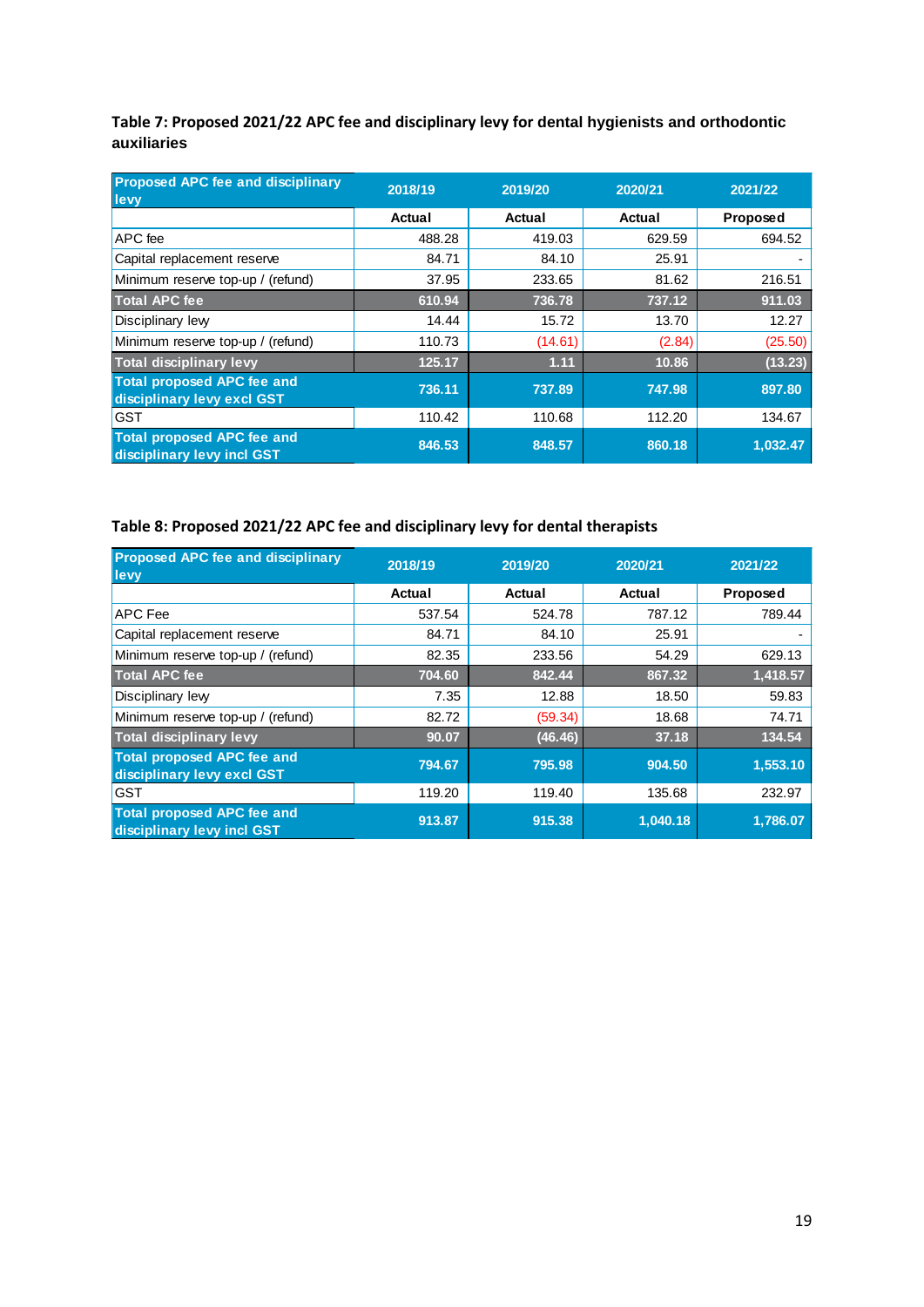**Table 7: Proposed 2021/22 APC fee and disciplinary levy for dental hygienists and orthodontic auxiliaries**

| Proposed APC fee and disciplinary levy | 2018/19 | 2019/20 | 2020/21 | 2021/22 |
|---|---|---|---|---|
| | Actual | Actual | Actual | Proposed |
| APC fee | 488.28 | 419.03 | 629.59 | 694.52 |
| Capital replacement reserve | 84.71 | 84.10 | 25.91 | - |
| Minimum reserve top-up / (refund) | 37.95 | 233.65 | 81.62 | 216.51 |
| **Total APC fee** | **610.94** | **736.78** | **737.12** | **911.03** |
| Disciplinary levy | 14.44 | 15.72 | 13.70 | 12.27 |
| Minimum reserve top-up / (refund) | 110.73 | (14.61) | (2.84) | (25.50) |
| **Total disciplinary levy** | **125.17** | **1.11** | **10.86** | **(13.23)** |
| **Total proposed APC fee and disciplinary levy excl GST** | **736.11** | **737.89** | **747.98** | **897.80** |
| GST | 110.42 | 110.68 | 112.20 | 134.67 |
| **Total proposed APC fee and disciplinary levy incl GST** | **846.53** | **848.57** | **860.18** | **1,032.47** |

**Table 8: Proposed 2021/22 APC fee and disciplinary levy for dental therapists**

| Proposed APC fee and disciplinary levy | 2018/19 | 2019/20 | 2020/21 | 2021/22 |
|---|---|---|---|---|
| | Actual | Actual | Actual | Proposed |
| APC Fee | 537.54 | 524.78 | 787.12 | 789.44 |
| Capital replacement reserve | 84.71 | 84.10 | 25.91 | - |
| Minimum reserve top-up / (refund) | 82.35 | 233.56 | 54.29 | 629.13 |
| **Total APC fee** | **704.60** | **842.44** | **867.32** | **1,418.57** |
| Disciplinary levy | 7.35 | 12.88 | 18.50 | 59.83 |
| Minimum reserve top-up / (refund) | 82.72 | (59.34) | 18.68 | 74.71 |
| **Total disciplinary levy** | **90.07** | **(46.46)** | **37.18** | **134.54** |
| **Total proposed APC fee and disciplinary levy excl GST** | **794.67** | **795.98** | **904.50** | **1,553.10** |
| GST | 119.20 | 119.40 | 135.68 | 232.97 |
| **Total proposed APC fee and disciplinary levy incl GST** | **913.87** | **915.38** | **1,040.18** | **1,786.07** |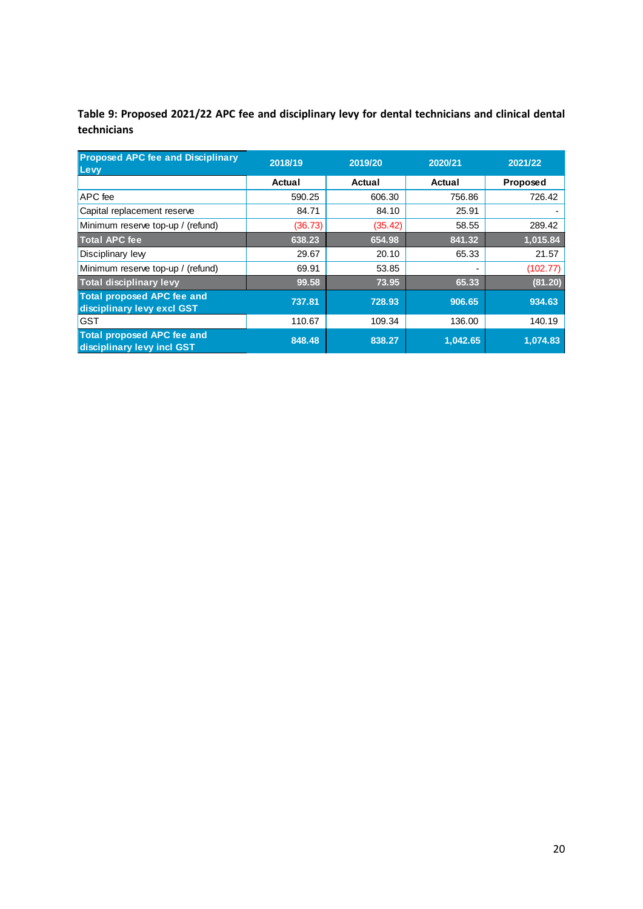**Table 9: Proposed 2021/22 APC fee and disciplinary levy for dental technicians and clinical dental technicians**

| Proposed APC fee and Disciplinary Levy | 2018/19 | 2019/20 | 2020/21 | 2021/22 |
|---|---|---|---|---|
| | Actual | Actual | Actual | Proposed |
| APC fee | 590.25 | 606.30 | 756.86 | 726.42 |
| Capital replacement reserve | 84.71 | 84.10 | 25.91 | - |
| Minimum reserve top-up / (refund) | (36.73) | (35.42) | 58.55 | 289.42 |
| **Total APC fee** | **638.23** | **654.98** | **841.32** | **1,015.84** |
| Disciplinary levy | 29.67 | 20.10 | 65.33 | 21.57 |
| Minimum reserve top-up / (refund) | 69.91 | 53.85 | - | (102.77) |
| **Total disciplinary levy** | **99.58** | **73.95** | **65.33** | **(81.20)** |
| **Total proposed APC fee and disciplinary levy excl GST** | **737.81** | **728.93** | **906.65** | **934.63** |
| GST | 110.67 | 109.34 | 136.00 | 140.19 |
| **Total proposed APC fee and disciplinary levy incl GST** | **848.48** | **838.27** | **1,042.65** | **1,074.83** |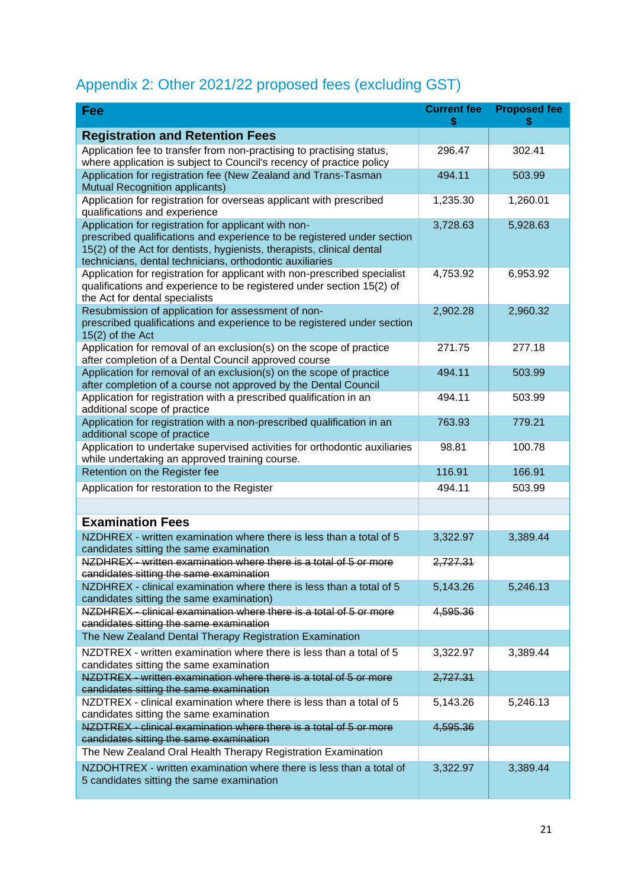## Appendix 2: Other 2021/22 proposed fees (excluding GST)

| Fee | Current fee $ | Proposed fee $ |
|---|---|---|
| **Registration and Retention Fees** | | |
| Application fee to transfer from non-practising to practising status, where application is subject to Council's recency of practice policy | 296.47 | 302.41 |
| Application for registration fee (New Zealand and Trans-Tasman Mutual Recognition applicants) | 494.11 | 503.99 |
| Application for registration for overseas applicant with prescribed qualifications and experience | 1,235.30 | 1,260.01 |
| Application for registration for applicant with non-prescribed qualifications and experience to be registered under section 15(2) of the Act for dentists, hygienists, therapists, clinical dental technicians, dental technicians, orthodontic auxiliaries | 3,728.63 | 5,928.63 |
| Application for registration for applicant with non-prescribed specialist qualifications and experience to be registered under section 15(2) of the Act for dental specialists | 4,753.92 | 6,953.92 |
| Resubmission of application for assessment of non-prescribed qualifications and experience to be registered under section 15(2) of the Act | 2,902.28 | 2,960.32 |
| Application for removal of an exclusion(s) on the scope of practice after completion of a Dental Council approved course | 271.75 | 277.18 |
| Application for removal of an exclusion(s) on the scope of practice after completion of a course not approved by the Dental Council | 494.11 | 503.99 |
| Application for registration with a prescribed qualification in an additional scope of practice | 494.11 | 503.99 |
| Application for registration with a non-prescribed qualification in an additional scope of practice | 763.93 | 779.21 |
| Application to undertake supervised activities for orthodontic auxiliaries while undertaking an approved training course. | 98.81 | 100.78 |
| Retention on the Register fee | 116.91 | 166.91 |
| Application for restoration to the Register | 494.11 | 503.99 |
| | | |
| **Examination Fees** | | |
| NZDHREX - written examination where there is less than a total of 5 candidates sitting the same examination | 3,322.97 | 3,389.44 |
| ~~NZDHREX - written examination where there is a total of 5 or more candidates sitting the same examination~~ | ~~2,727.31~~ | |
| NZDHREX - clinical examination where there is less than a total of 5 candidates sitting the same examination) | 5,143.26 | 5,246.13 |
| ~~NZDHREX - clinical examination where there is a total of 5 or more candidates sitting the same examination~~ | ~~4,595.36~~ | |
| The New Zealand Dental Therapy Registration Examination | | |
| NZDTREX - written examination where there is less than a total of 5 candidates sitting the same examination | 3,322.97 | 3,389.44 |
| ~~NZDTREX - written examination where there is a total of 5 or more candidates sitting the same examination~~ | ~~2,727.31~~ | |
| NZDTREX - clinical examination where there is less than a total of 5 candidates sitting the same examination | 5,143.26 | 5,246.13 |
| ~~NZDTREX - clinical examination where there is a total of 5 or more candidates sitting the same examination~~ | ~~4,595.36~~ | |
| The New Zealand Oral Health Therapy Registration Examination | | |
| NZDOHTREX - written examination where there is less than a total of 5 candidates sitting the same examination | 3,322.97 | 3,389.44 |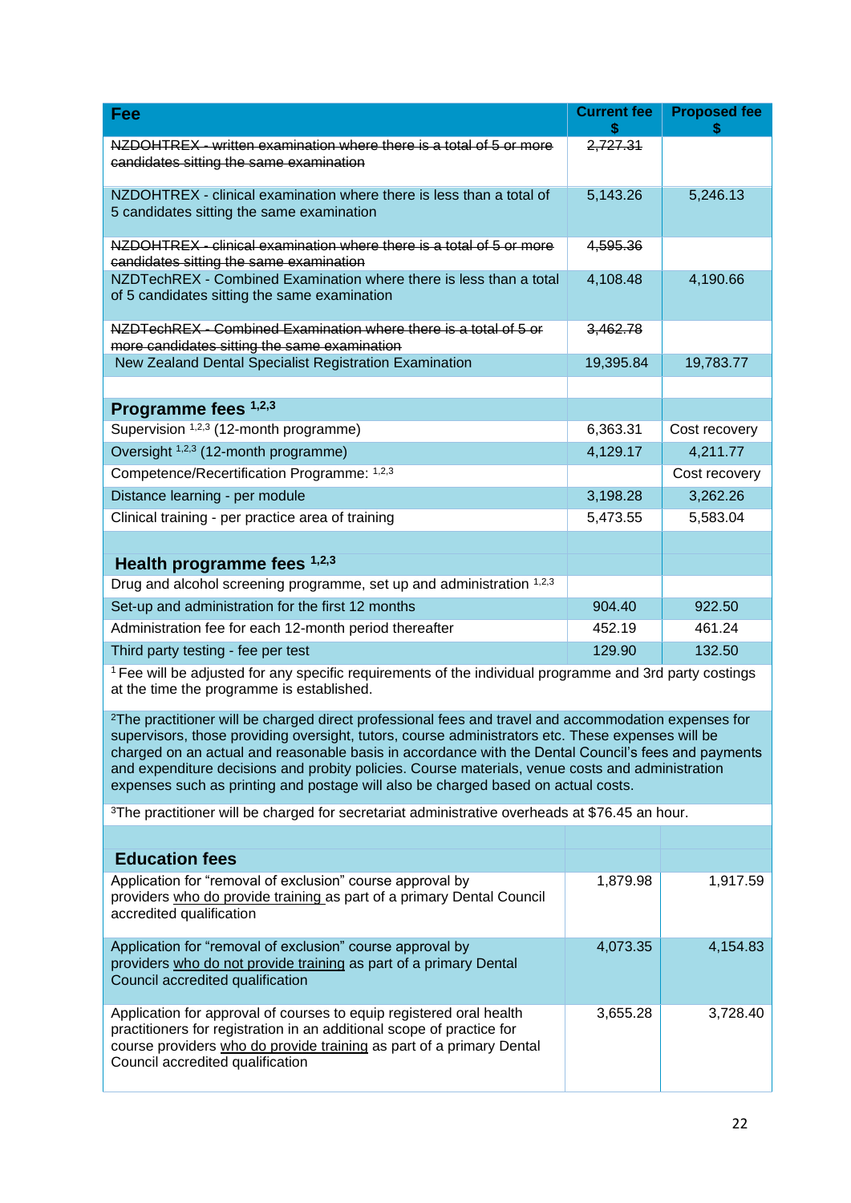| Fee | Current fee $ | Proposed fee $ |
|---|---|---|
| ~~NZDOHTREX - written examination where there is a total of 5 or more candidates sitting the same examination~~ | ~~2,727.31~~ | |
| NZDOHTREX - clinical examination where there is less than a total of 5 candidates sitting the same examination | 5,143.26 | 5,246.13 |
| ~~NZDOHTREX - clinical examination where there is a total of 5 or more candidates sitting the same examination~~ | ~~4,595.36~~ | |
| NZDTechREX - Combined Examination where there is less than a total of 5 or more candidates sitting the same examination | 4,108.48 | 4,190.66 |
| ~~NZDTechREX - Combined Examination where there is a total of 5 or more candidates sitting the same examination~~ | ~~3,462.78~~ | |
| New Zealand Dental Specialist Registration Examination | 19,395.84 | 19,783.77 |
| | | |
| **Programme fees [1,2,3]** | | |
| Supervision [1,2,3] (12-month programme) | 6,363.31 | Cost recovery |
| Oversight [1,2,3] (12-month programme) | 4,129.17 | 4,211.77 |
| Competence/Recertification Programme: [1,2,3] | | Cost recovery |
| Distance learning - per module | 3,198.28 | 3,262.26 |
| Clinical training - per practice area of training | 5,473.55 | 5,583.04 |
| | | |
| **Health programme fees [1,2,3]** | | |
| Drug and alcohol screening programme, set up and administration [1,2,3] | | |
| Set-up and administration for the first 12 months | 904.40 | 922.50 |
| Administration fee for each 12-month period thereafter | 452.19 | 461.24 |
| Third party testing - fee per test | 129.90 | 132.50 |

[1] Fee will be adjusted for any specific requirements of the individual programme and 3rd party costings at the time the programme is established.

[2] The practitioner will be charged direct professional fees and travel and accommodation expenses for supervisors, those providing oversight, tutors, course administrators etc. These expenses will be charged on an actual and reasonable basis in accordance with the Dental Council's fees and payments and expenditure decisions and probity policies. Course materials, venue costs and administration expenses such as printing and postage will also be charged based on actual costs.

[3] The practitioner will be charged for secretariat administrative overheads at $76.45 an hour.

| **Education fees** | | |
|---|---|---|
| Application for "removal of exclusion" course approval by providers who do provide training as part of a primary Dental Council accredited qualification | 1,879.98 | 1,917.59 |
| Application for "removal of exclusion" course approval by providers who do not provide training as part of a primary Dental Council accredited qualification | 4,073.35 | 4,154.83 |
| Application for approval of courses to equip registered oral health practitioners for registration in an additional scope of practice for course providers who do provide training as part of a primary Dental Council accredited qualification | 3,655.28 | 3,728.40 |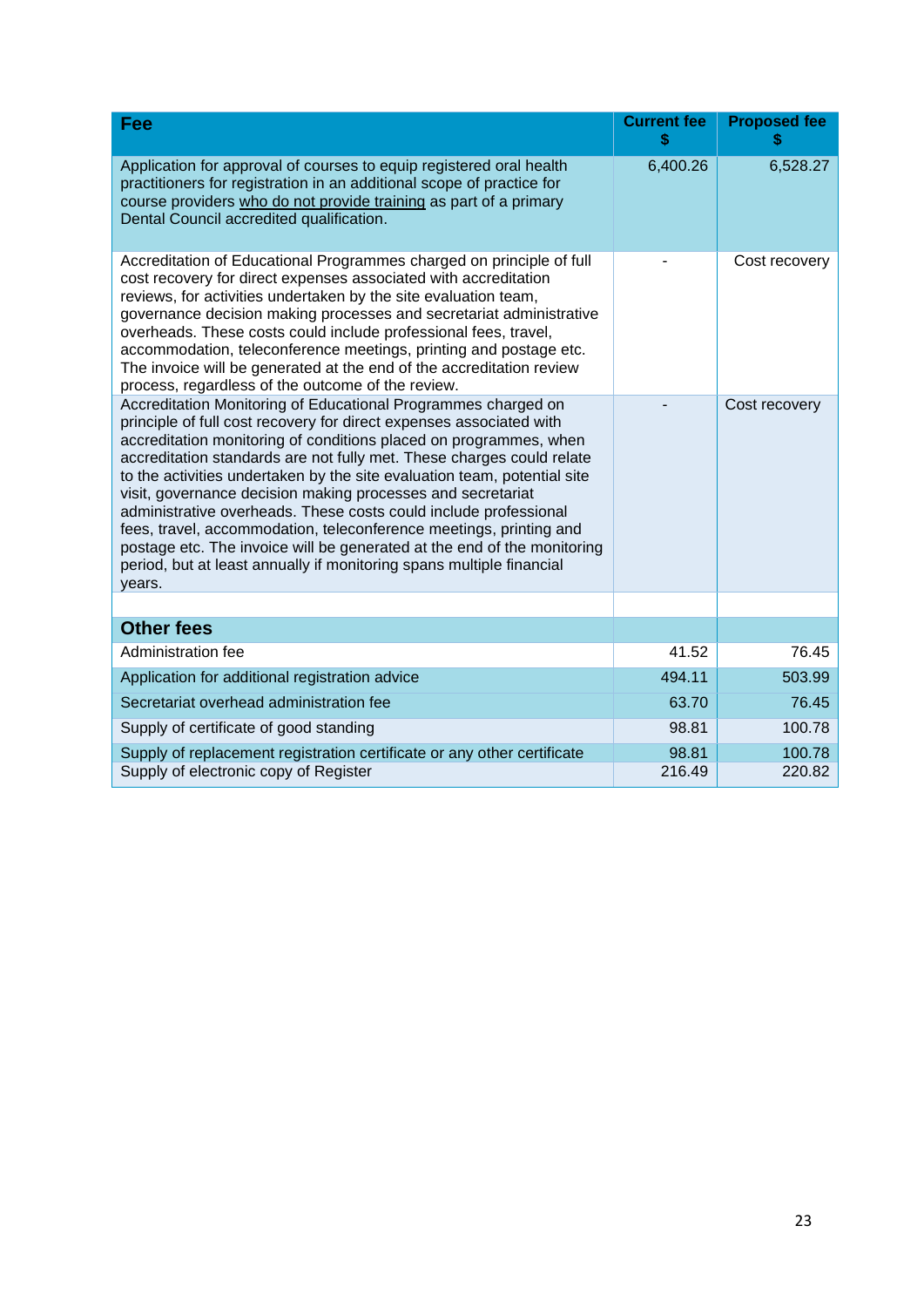| Fee | Current fee $ | Proposed fee $ |
|---|---|---|
| Application for approval of courses to equip registered oral health practitioners for registration in an additional scope of practice for course providers who do not provide training as part of a primary Dental Council accredited qualification. | 6,400.26 | 6,528.27 |
| Accreditation of Educational Programmes charged on principle of full cost recovery for direct expenses associated with accreditation reviews, for activities undertaken by the site evaluation team, governance decision making processes and secretariat administrative overheads. These costs could include professional fees, travel, accommodation, teleconference meetings, printing and postage etc. The invoice will be generated at the end of the accreditation review process, regardless of the outcome of the review. | - | Cost recovery |
| Accreditation Monitoring of Educational Programmes charged on principle of full cost recovery for direct expenses associated with accreditation monitoring of conditions placed on programmes, when accreditation standards are not fully met. These charges could relate to the activities undertaken by the site evaluation team, potential site visit, governance decision making processes and secretariat administrative overheads. These costs could include professional fees, travel, accommodation, teleconference meetings, printing and postage etc. The invoice will be generated at the end of the monitoring period, but at least annually if monitoring spans multiple financial years. | - | Cost recovery |
| | | |
| **Other fees** | | |
| Administration fee | 41.52 | 76.45 |
| Application for additional registration advice | 494.11 | 503.99 |
| Secretariat overhead administration fee | 63.70 | 76.45 |
| Supply of certificate of good standing | 98.81 | 100.78 |
| Supply of replacement registration certificate or any other certificate | 98.81 | 100.78 |
| Supply of electronic copy of Register | 216.49 | 220.82 |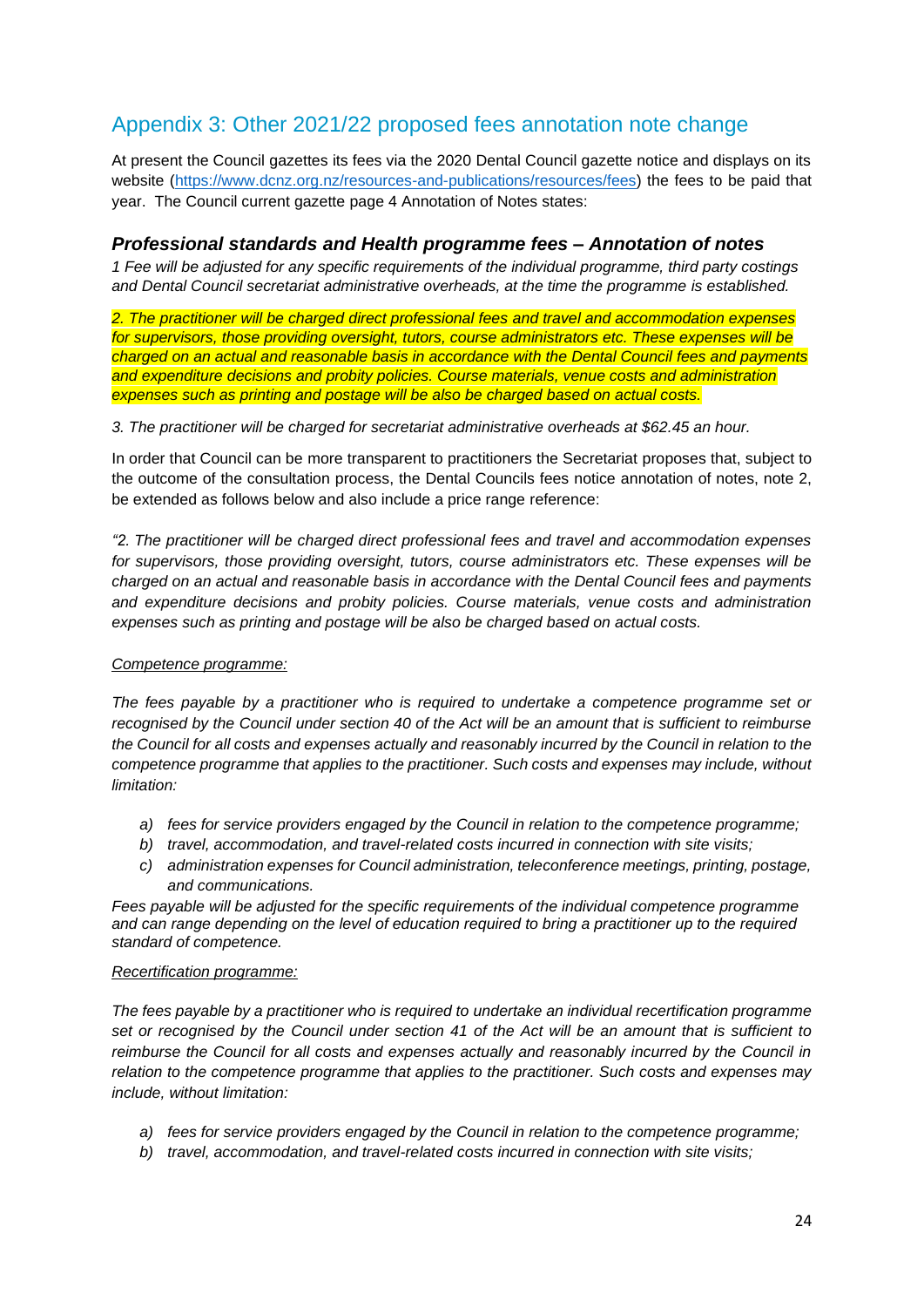## Appendix 3: Other 2021/22 proposed fees annotation note change

At present the Council gazettes its fees via the 2020 Dental Council gazette notice and displays on its website (https://www.dcnz.org.nz/resources-and-publications/resources/fees) the fees to be paid that year. The Council current gazette page 4 Annotation of Notes states:

### *Professional standards and Health programme fees – Annotation of notes*

*1 Fee will be adjusted for any specific requirements of the individual programme, third party costings and Dental Council secretariat administrative overheads, at the time the programme is established.*

*2. The practitioner will be charged direct professional fees and travel and accommodation expenses for supervisors, those providing oversight, tutors, course administrators etc. These expenses will be charged on an actual and reasonable basis in accordance with the Dental Council fees and payments and expenditure decisions and probity policies. Course materials, venue costs and administration expenses such as printing and postage will be also be charged based on actual costs.*

*3. The practitioner will be charged for secretariat administrative overheads at $62.45 an hour.*

In order that Council can be more transparent to practitioners the Secretariat proposes that, subject to the outcome of the consultation process, the Dental Councils fees notice annotation of notes, note 2, be extended as follows below and also include a price range reference:

*"2. The practitioner will be charged direct professional fees and travel and accommodation expenses for supervisors, those providing oversight, tutors, course administrators etc. These expenses will be charged on an actual and reasonable basis in accordance with the Dental Council fees and payments and expenditure decisions and probity policies. Course materials, venue costs and administration expenses such as printing and postage will be also be charged based on actual costs.*

*Competence programme:*

*The fees payable by a practitioner who is required to undertake a competence programme set or recognised by the Council under section 40 of the Act will be an amount that is sufficient to reimburse the Council for all costs and expenses actually and reasonably incurred by the Council in relation to the competence programme that applies to the practitioner. Such costs and expenses may include, without limitation:*

- a) *fees for service providers engaged by the Council in relation to the competence programme;*
- b) *travel, accommodation, and travel-related costs incurred in connection with site visits;*
- c) *administration expenses for Council administration, teleconference meetings, printing, postage, and communications.*

*Fees payable will be adjusted for the specific requirements of the individual competence programme and can range depending on the level of education required to bring a practitioner up to the required standard of competence.*

*Recertification programme:*

*The fees payable by a practitioner who is required to undertake an individual recertification programme set or recognised by the Council under section 41 of the Act will be an amount that is sufficient to reimburse the Council for all costs and expenses actually and reasonably incurred by the Council in relation to the competence programme that applies to the practitioner. Such costs and expenses may include, without limitation:*

- a) *fees for service providers engaged by the Council in relation to the competence programme;*
- b) *travel, accommodation, and travel-related costs incurred in connection with site visits;*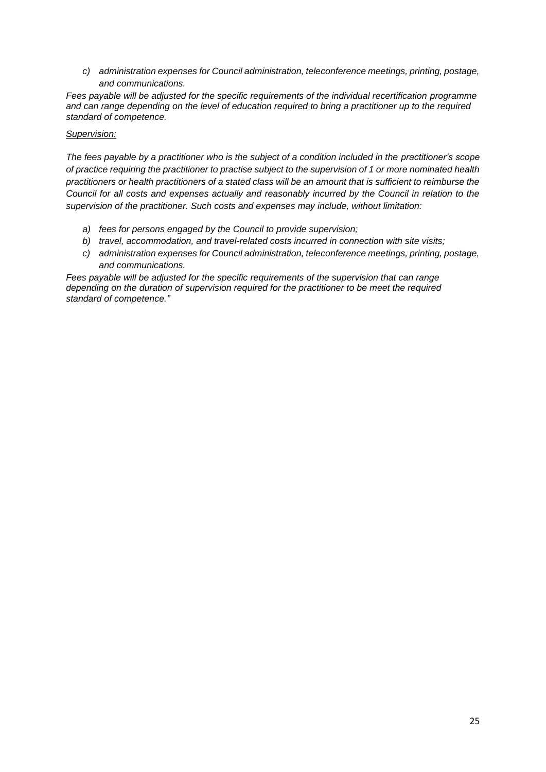c) *administration expenses for Council administration, teleconference meetings, printing, postage, and communications.*

*Fees payable will be adjusted for the specific requirements of the individual recertification programme and can range depending on the level of education required to bring a practitioner up to the required standard of competence.*

*Supervision:*

*The fees payable by a practitioner who is the subject of a condition included in the practitioner's scope of practice requiring the practitioner to practise subject to the supervision of 1 or more nominated health practitioners or health practitioners of a stated class will be an amount that is sufficient to reimburse the Council for all costs and expenses actually and reasonably incurred by the Council in relation to the supervision of the practitioner. Such costs and expenses may include, without limitation:*

a) *fees for persons engaged by the Council to provide supervision;*
b) *travel, accommodation, and travel-related costs incurred in connection with site visits;*
c) *administration expenses for Council administration, teleconference meetings, printing, postage, and communications.*

*Fees payable will be adjusted for the specific requirements of the supervision that can range depending on the duration of supervision required for the practitioner to be meet the required standard of competence."*